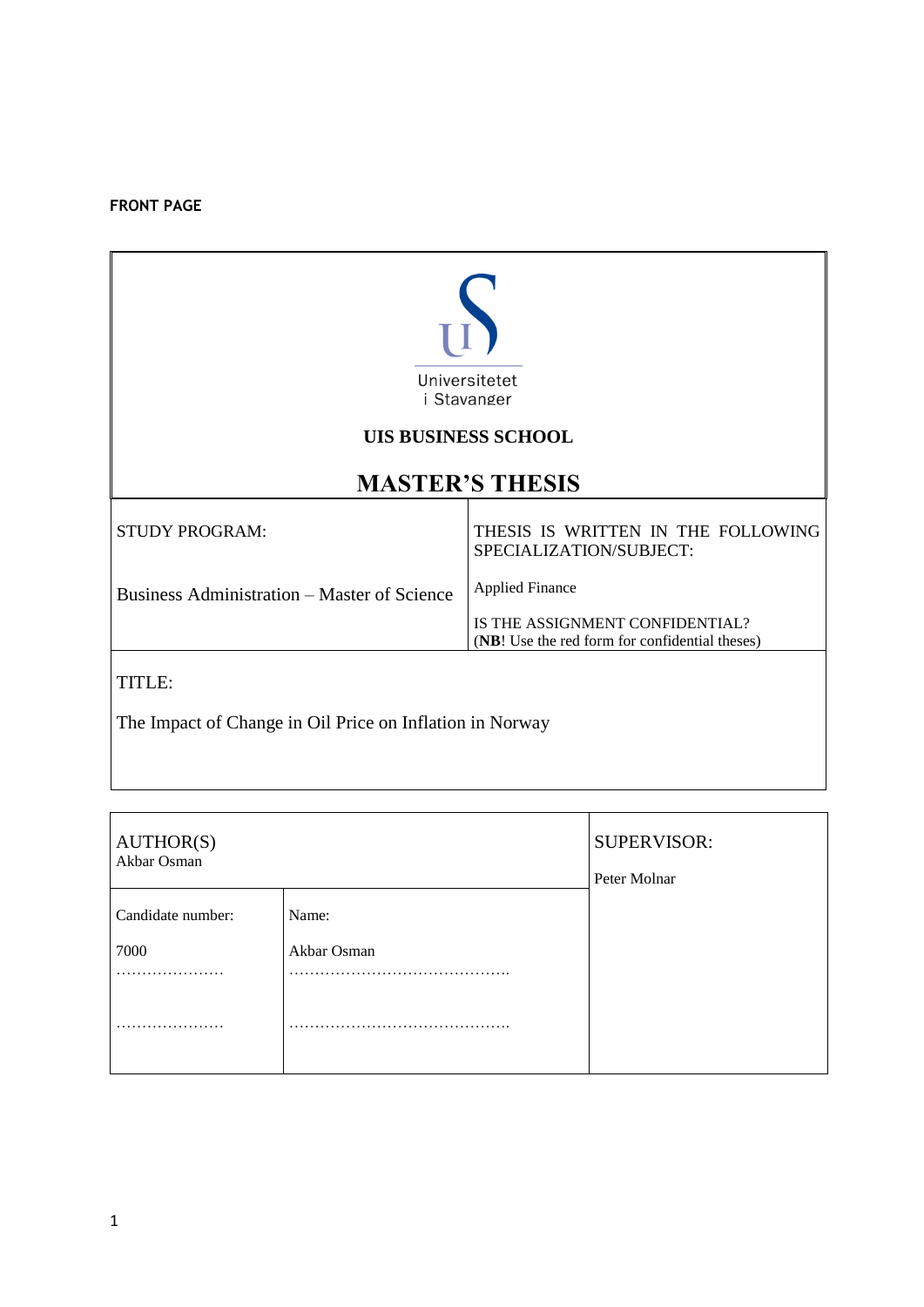**FRONT PAGE**

Universitetet
i Stavanger

**UIS BUSINESS SCHOOL**

# MASTER'S THESIS

| STUDY PROGRAM: | THESIS IS WRITTEN IN THE FOLLOWING SPECIALIZATION/SUBJECT: |
|---|---|
| Business Administration – Master of Science | Applied Finance |
| | IS THE ASSIGNMENT CONFIDENTIAL? (**NB**! Use the red form for confidential theses) |

TITLE:

The Impact of Change in Oil Price on Inflation in Norway

| AUTHOR(S) Akbar Osman | | SUPERVISOR: Peter Molnar |
|---|---|---|
| Candidate number: | Name: | |
| 7000 | Akbar Osman | |
| ………………… | …………………………………… | |
| ………………… | …………………………………… | |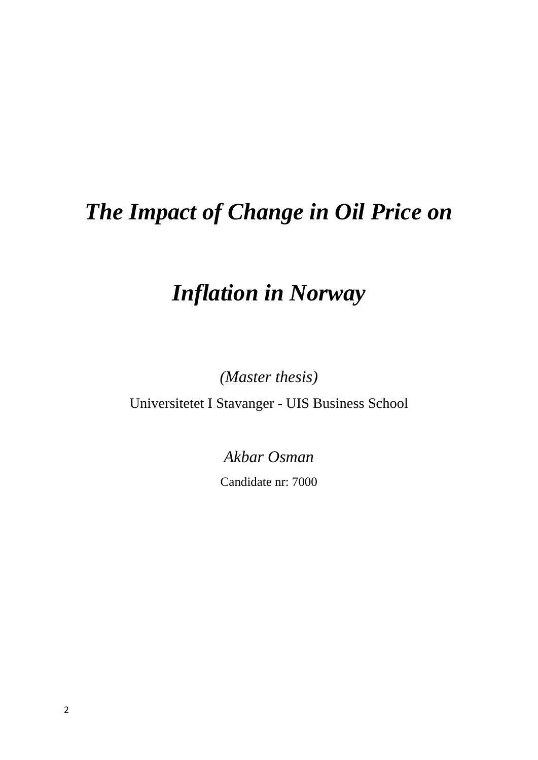# *The Impact of Change in Oil Price on Inflation in Norway*

*(Master thesis)*

Universitetet I Stavanger - UIS Business School

*Akbar Osman*

Candidate nr: 7000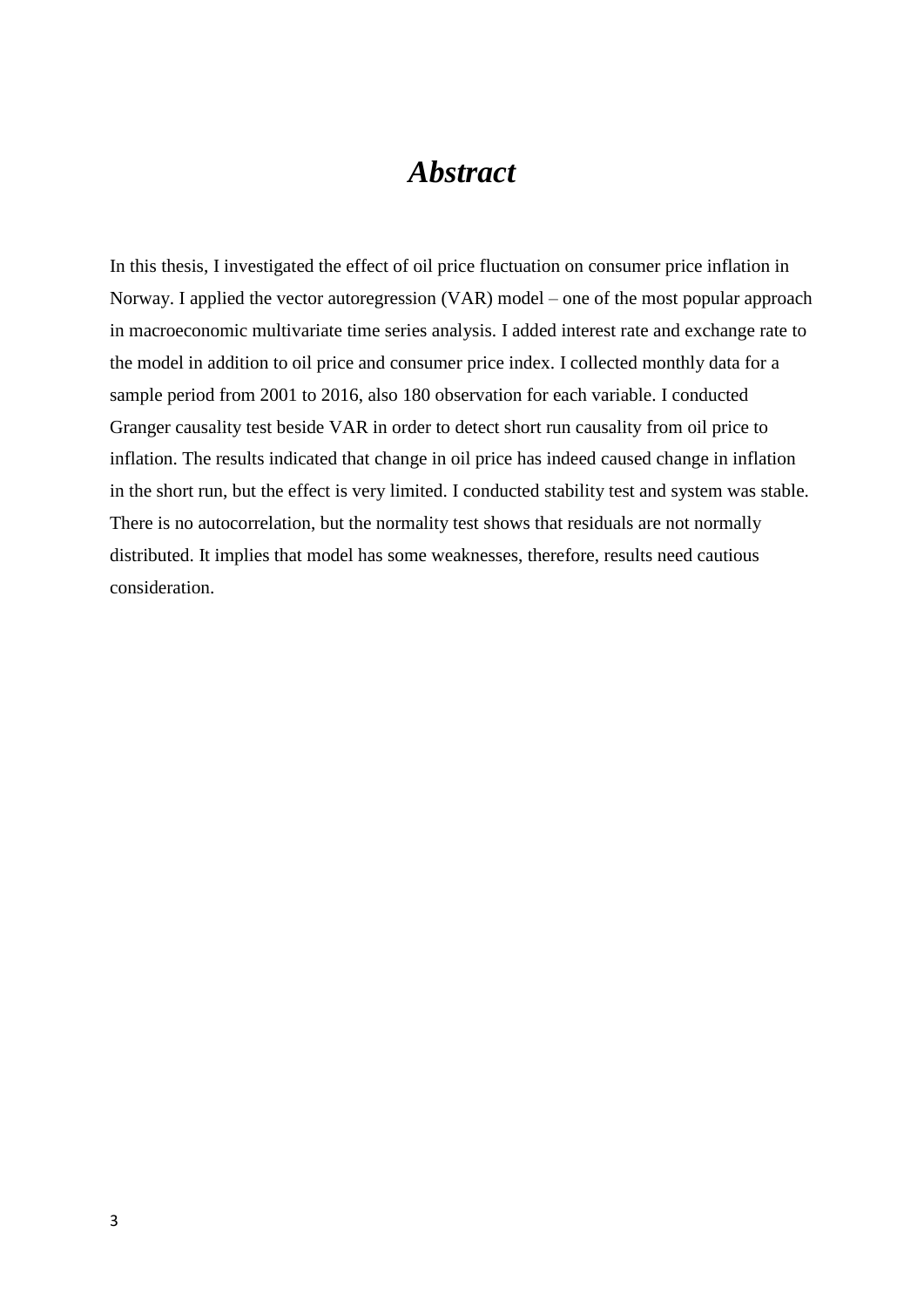# ***Abstract***

In this thesis, I investigated the effect of oil price fluctuation on consumer price inflation in Norway. I applied the vector autoregression (VAR) model – one of the most popular approach in macroeconomic multivariate time series analysis. I added interest rate and exchange rate to the model in addition to oil price and consumer price index. I collected monthly data for a sample period from 2001 to 2016, also 180 observation for each variable. I conducted Granger causality test beside VAR in order to detect short run causality from oil price to inflation. The results indicated that change in oil price has indeed caused change in inflation in the short run, but the effect is very limited. I conducted stability test and system was stable. There is no autocorrelation, but the normality test shows that residuals are not normally distributed. It implies that model has some weaknesses, therefore, results need cautious consideration.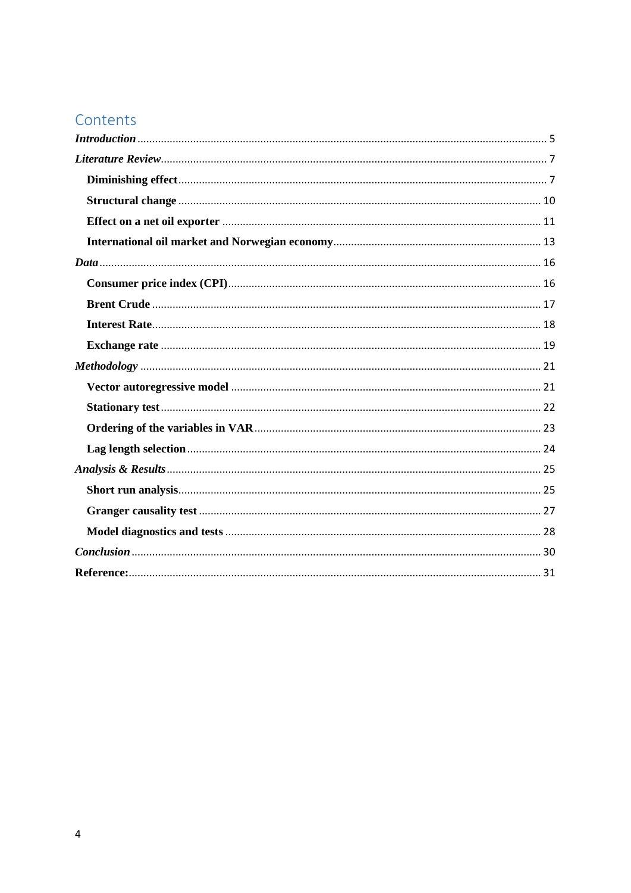# Contents

*Introduction* .......... 5

*Literature Review* .......... 7

- **Diminishing effect** .......... 7
- **Structural change** .......... 10
- **Effect on a net oil exporter** .......... 11
- **International oil market and Norwegian economy** .......... 13

*Data* .......... 16

- **Consumer price index (CPI)** .......... 16
- **Brent Crude** .......... 17
- **Interest Rate** .......... 18
- **Exchange rate** .......... 19

*Methodology* .......... 21

- **Vector autoregressive model** .......... 21
- **Stationary test** .......... 22
- **Ordering of the variables in VAR** .......... 23
- **Lag length selection** .......... 24

*Analysis & Results* .......... 25

- **Short run analysis** .......... 25
- **Granger causality test** .......... 27
- **Model diagnostics and tests** .......... 28

*Conclusion* .......... 30

**Reference:** .......... 31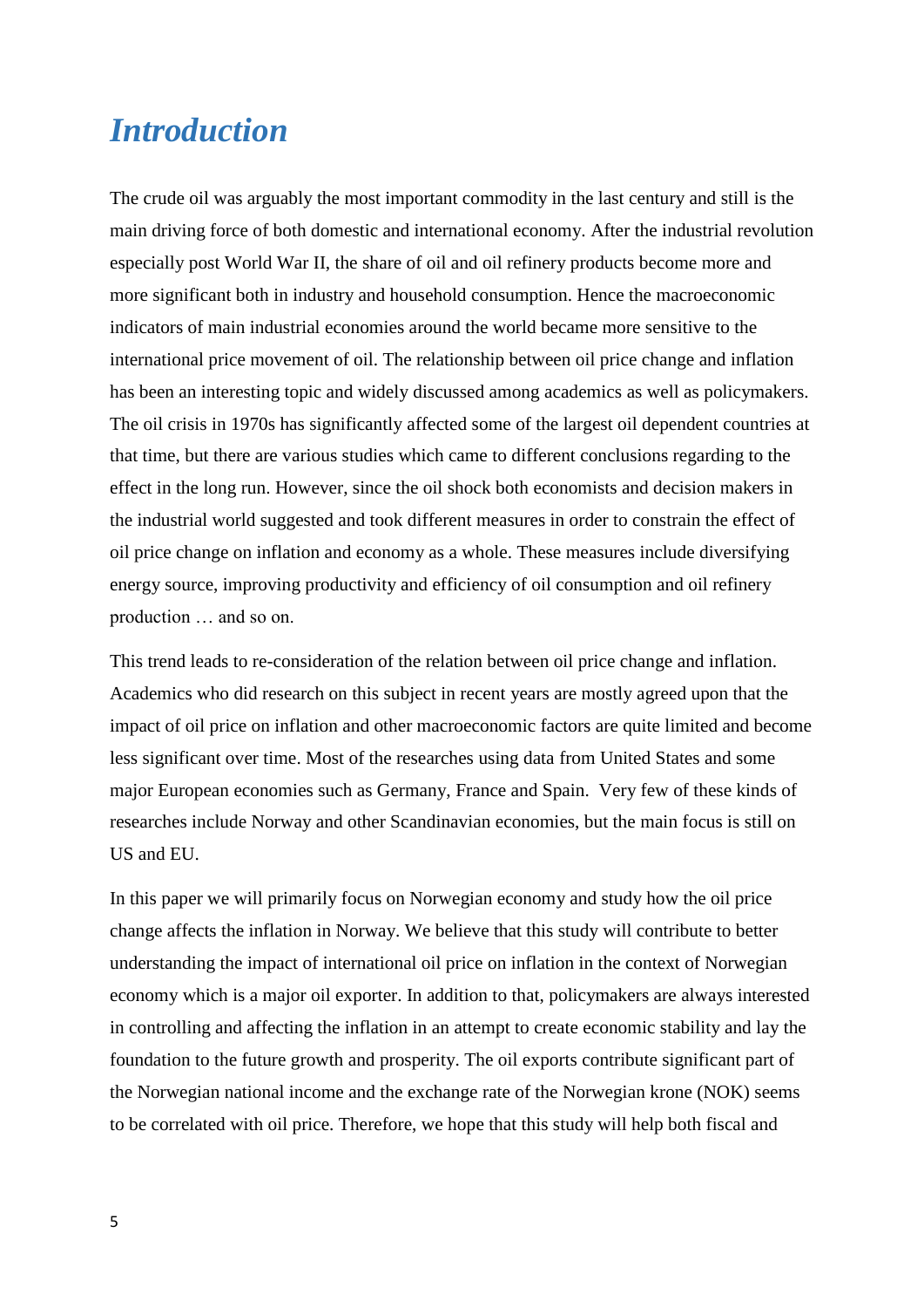# *Introduction*

The crude oil was arguably the most important commodity in the last century and still is the main driving force of both domestic and international economy. After the industrial revolution especially post World War II, the share of oil and oil refinery products become more and more significant both in industry and household consumption. Hence the macroeconomic indicators of main industrial economies around the world became more sensitive to the international price movement of oil. The relationship between oil price change and inflation has been an interesting topic and widely discussed among academics as well as policymakers. The oil crisis in 1970s has significantly affected some of the largest oil dependent countries at that time, but there are various studies which came to different conclusions regarding to the effect in the long run. However, since the oil shock both economists and decision makers in the industrial world suggested and took different measures in order to constrain the effect of oil price change on inflation and economy as a whole. These measures include diversifying energy source, improving productivity and efficiency of oil consumption and oil refinery production … and so on.

This trend leads to re-consideration of the relation between oil price change and inflation. Academics who did research on this subject in recent years are mostly agreed upon that the impact of oil price on inflation and other macroeconomic factors are quite limited and become less significant over time. Most of the researches using data from United States and some major European economies such as Germany, France and Spain. Very few of these kinds of researches include Norway and other Scandinavian economies, but the main focus is still on US and EU.

In this paper we will primarily focus on Norwegian economy and study how the oil price change affects the inflation in Norway. We believe that this study will contribute to better understanding the impact of international oil price on inflation in the context of Norwegian economy which is a major oil exporter. In addition to that, policymakers are always interested in controlling and affecting the inflation in an attempt to create economic stability and lay the foundation to the future growth and prosperity. The oil exports contribute significant part of the Norwegian national income and the exchange rate of the Norwegian krone (NOK) seems to be correlated with oil price. Therefore, we hope that this study will help both fiscal and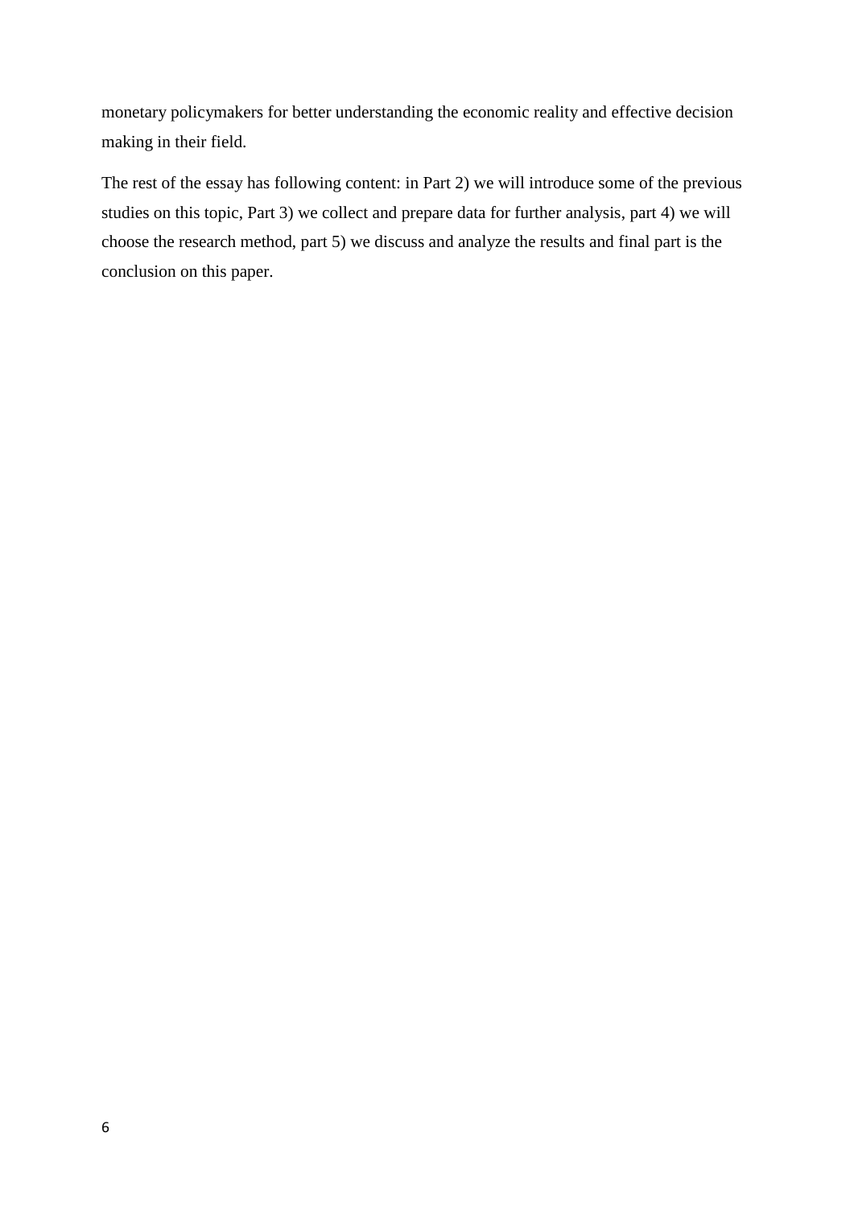monetary policymakers for better understanding the economic reality and effective decision making in their field.

The rest of the essay has following content: in Part 2) we will introduce some of the previous studies on this topic, Part 3) we collect and prepare data for further analysis, part 4) we will choose the research method, part 5) we discuss and analyze the results and final part is the conclusion on this paper.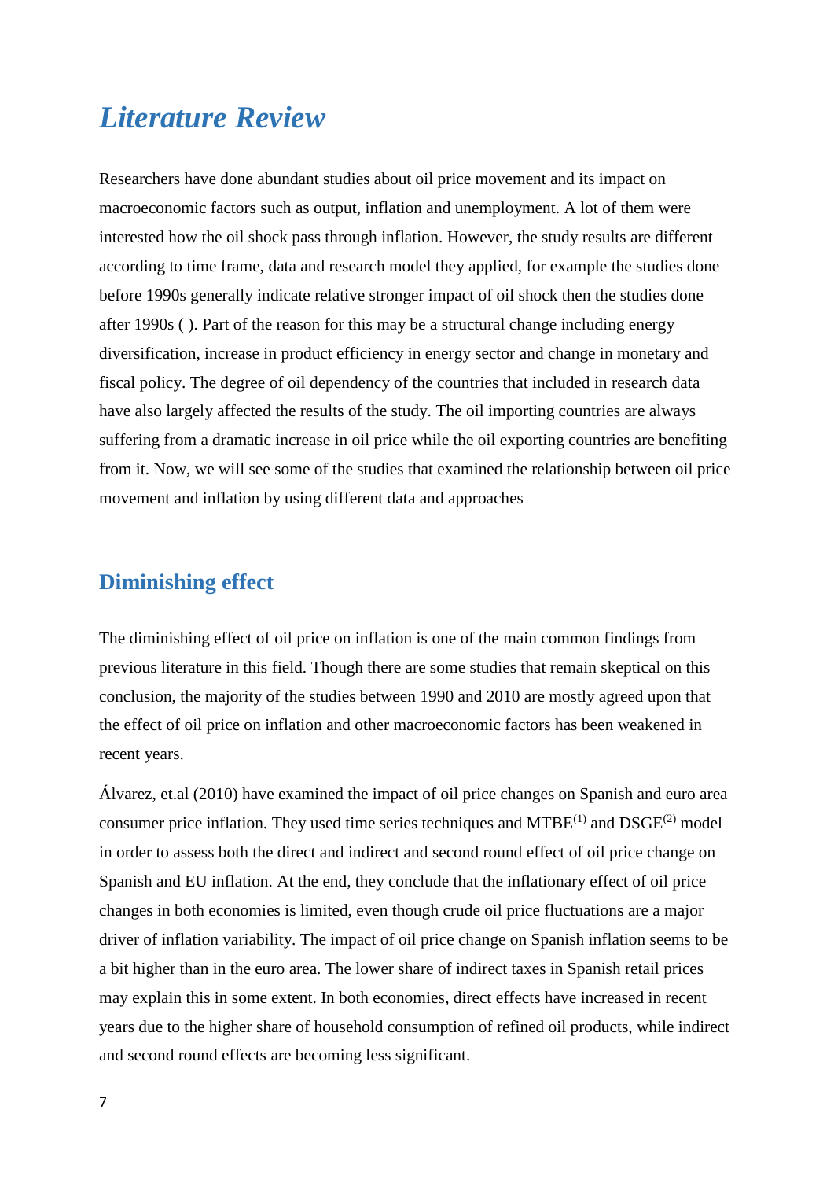# *Literature Review*

Researchers have done abundant studies about oil price movement and its impact on macroeconomic factors such as output, inflation and unemployment. A lot of them were interested how the oil shock pass through inflation. However, the study results are different according to time frame, data and research model they applied, for example the studies done before 1990s generally indicate relative stronger impact of oil shock then the studies done after 1990s ( ). Part of the reason for this may be a structural change including energy diversification, increase in product efficiency in energy sector and change in monetary and fiscal policy. The degree of oil dependency of the countries that included in research data have also largely affected the results of the study. The oil importing countries are always suffering from a dramatic increase in oil price while the oil exporting countries are benefiting from it. Now, we will see some of the studies that examined the relationship between oil price movement and inflation by using different data and approaches

## Diminishing effect

The diminishing effect of oil price on inflation is one of the main common findings from previous literature in this field. Though there are some studies that remain skeptical on this conclusion, the majority of the studies between 1990 and 2010 are mostly agreed upon that the effect of oil price on inflation and other macroeconomic factors has been weakened in recent years.

Álvarez, et.al (2010) have examined the impact of oil price changes on Spanish and euro area consumer price inflation. They used time series techniques and MTBE(1) and DSGE(2) model in order to assess both the direct and indirect and second round effect of oil price change on Spanish and EU inflation. At the end, they conclude that the inflationary effect of oil price changes in both economies is limited, even though crude oil price fluctuations are a major driver of inflation variability. The impact of oil price change on Spanish inflation seems to be a bit higher than in the euro area. The lower share of indirect taxes in Spanish retail prices may explain this in some extent. In both economies, direct effects have increased in recent years due to the higher share of household consumption of refined oil products, while indirect and second round effects are becoming less significant.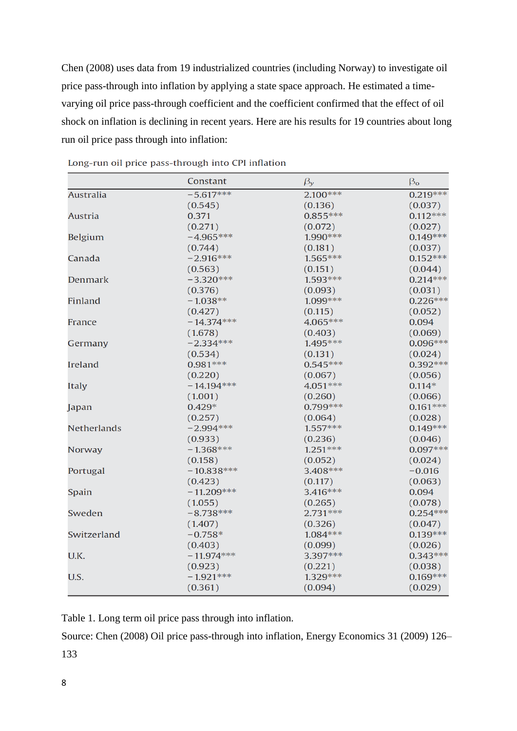Chen (2008) uses data from 19 industrialized countries (including Norway) to investigate oil price pass-through into inflation by applying a state space approach. He estimated a time-varying oil price pass-through coefficient and the coefficient confirmed that the effect of oil shock on inflation is declining in recent years. Here are his results for 19 countries about long run oil price pass through into inflation:

Long-run oil price pass-through into CPI inflation

| | Constant | $\beta_y$ | $\beta_o$ |
|---|---|---|---|
| Australia | −5.617*** | 2.100*** | 0.219*** |
| | (0.545) | (0.136) | (0.037) |
| Austria | 0.371 | 0.855*** | 0.112*** |
| | (0.271) | (0.072) | (0.027) |
| Belgium | −4.965*** | 1.990*** | 0.149*** |
| | (0.744) | (0.181) | (0.037) |
| Canada | −2.916*** | 1.565*** | 0.152*** |
| | (0.563) | (0.151) | (0.044) |
| Denmark | −3.320*** | 1.593*** | 0.214*** |
| | (0.376) | (0.093) | (0.031) |
| Finland | −1.038** | 1.099*** | 0.226*** |
| | (0.427) | (0.115) | (0.052) |
| France | −14.374*** | 4.065*** | 0.094 |
| | (1.678) | (0.403) | (0.069) |
| Germany | −2.334*** | 1.495*** | 0.096*** |
| | (0.534) | (0.131) | (0.024) |
| Ireland | 0.981*** | 0.545*** | 0.392*** |
| | (0.220) | (0.067) | (0.056) |
| Italy | −14.194*** | 4.051*** | 0.114* |
| | (1.001) | (0.260) | (0.066) |
| Japan | 0.429* | 0.799*** | 0.161*** |
| | (0.257) | (0.064) | (0.028) |
| Netherlands | −2.994*** | 1.557*** | 0.149*** |
| | (0.933) | (0.236) | (0.046) |
| Norway | −1.368*** | 1.251*** | 0.097*** |
| | (0.158) | (0.052) | (0.024) |
| Portugal | −10.838*** | 3.408*** | −0.016 |
| | (0.423) | (0.117) | (0.063) |
| Spain | −11.209*** | 3.416*** | 0.094 |
| | (1.055) | (0.265) | (0.078) |
| Sweden | −8.738*** | 2.731*** | 0.254*** |
| | (1.407) | (0.326) | (0.047) |
| Switzerland | −0.758* | 1.084*** | 0.139*** |
| | (0.403) | (0.099) | (0.026) |
| U.K. | −11.974*** | 3.397*** | 0.343*** |
| | (0.923) | (0.221) | (0.038) |
| U.S. | −1.921*** | 1.329*** | 0.169*** |
| | (0.361) | (0.094) | (0.029) |

Table 1. Long term oil price pass through into inflation.

Source: Chen (2008) Oil price pass-through into inflation, Energy Economics 31 (2009) 126–133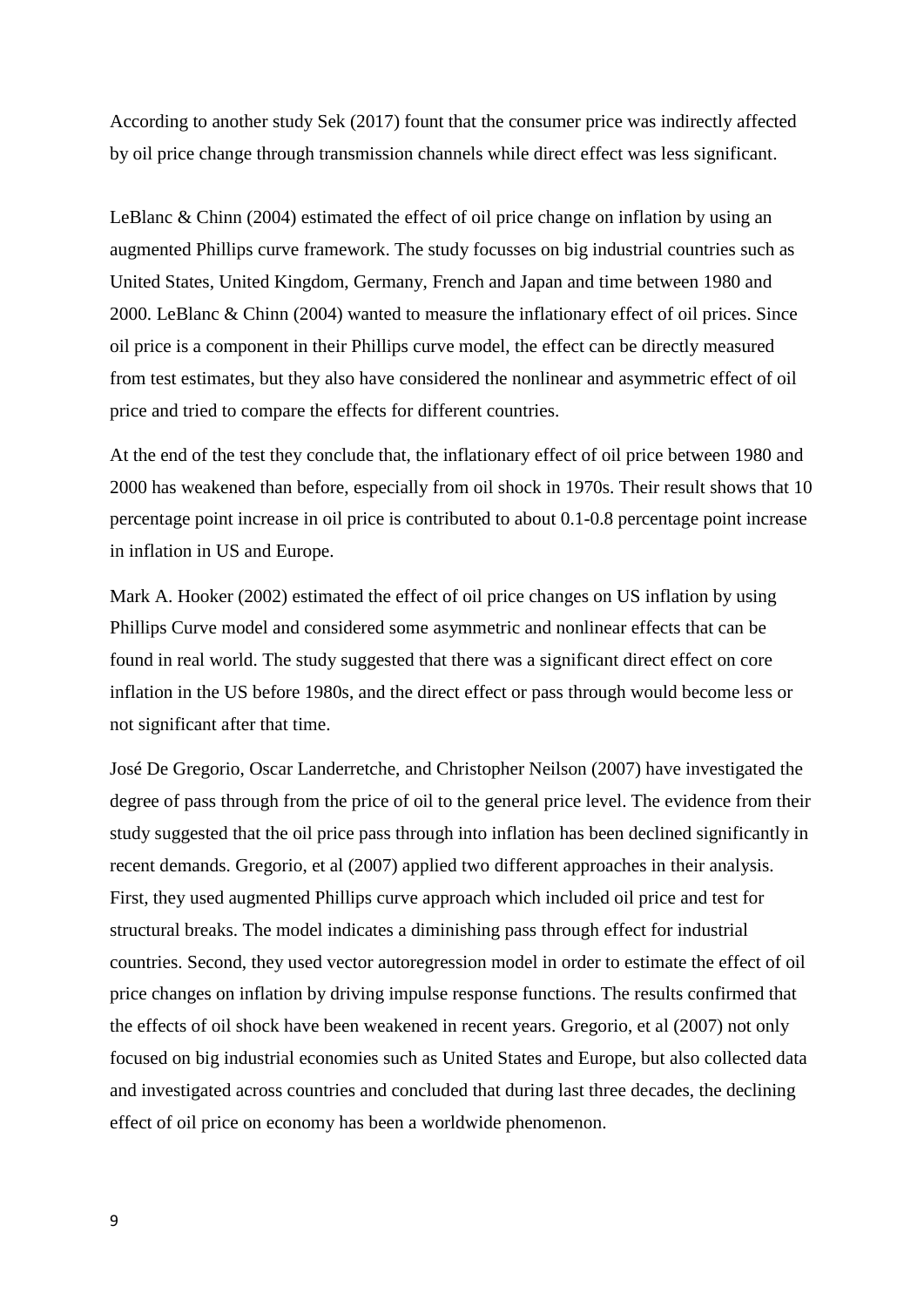According to another study Sek (2017) fount that the consumer price was indirectly affected by oil price change through transmission channels while direct effect was less significant.

LeBlanc & Chinn (2004) estimated the effect of oil price change on inflation by using an augmented Phillips curve framework. The study focusses on big industrial countries such as United States, United Kingdom, Germany, French and Japan and time between 1980 and 2000. LeBlanc & Chinn (2004) wanted to measure the inflationary effect of oil prices. Since oil price is a component in their Phillips curve model, the effect can be directly measured from test estimates, but they also have considered the nonlinear and asymmetric effect of oil price and tried to compare the effects for different countries.

At the end of the test they conclude that, the inflationary effect of oil price between 1980 and 2000 has weakened than before, especially from oil shock in 1970s. Their result shows that 10 percentage point increase in oil price is contributed to about 0.1-0.8 percentage point increase in inflation in US and Europe.

Mark A. Hooker (2002) estimated the effect of oil price changes on US inflation by using Phillips Curve model and considered some asymmetric and nonlinear effects that can be found in real world. The study suggested that there was a significant direct effect on core inflation in the US before 1980s, and the direct effect or pass through would become less or not significant after that time.

José De Gregorio, Oscar Landerretche, and Christopher Neilson (2007) have investigated the degree of pass through from the price of oil to the general price level. The evidence from their study suggested that the oil price pass through into inflation has been declined significantly in recent demands. Gregorio, et al (2007) applied two different approaches in their analysis. First, they used augmented Phillips curve approach which included oil price and test for structural breaks. The model indicates a diminishing pass through effect for industrial countries. Second, they used vector autoregression model in order to estimate the effect of oil price changes on inflation by driving impulse response functions. The results confirmed that the effects of oil shock have been weakened in recent years. Gregorio, et al (2007) not only focused on big industrial economies such as United States and Europe, but also collected data and investigated across countries and concluded that during last three decades, the declining effect of oil price on economy has been a worldwide phenomenon.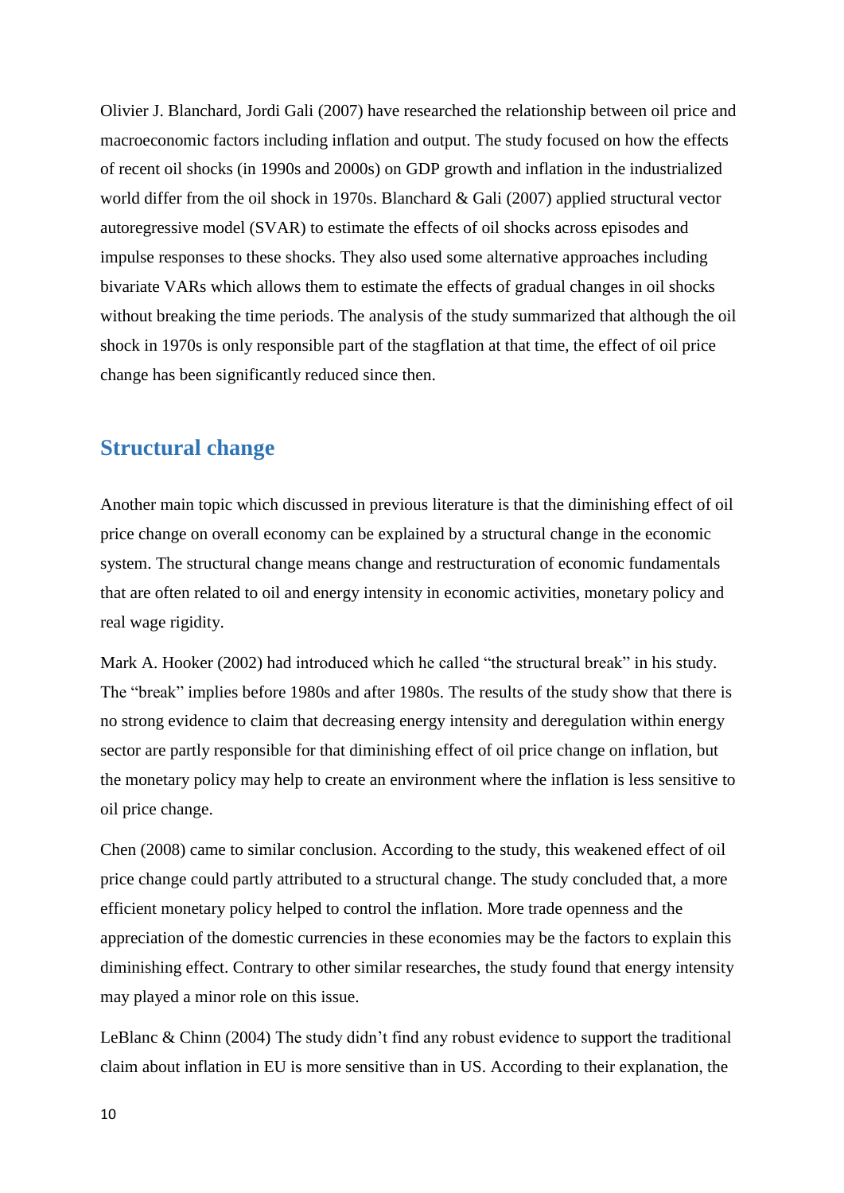Olivier J. Blanchard, Jordi Gali (2007) have researched the relationship between oil price and macroeconomic factors including inflation and output. The study focused on how the effects of recent oil shocks (in 1990s and 2000s) on GDP growth and inflation in the industrialized world differ from the oil shock in 1970s. Blanchard & Gali (2007) applied structural vector autoregressive model (SVAR) to estimate the effects of oil shocks across episodes and impulse responses to these shocks. They also used some alternative approaches including bivariate VARs which allows them to estimate the effects of gradual changes in oil shocks without breaking the time periods. The analysis of the study summarized that although the oil shock in 1970s is only responsible part of the stagflation at that time, the effect of oil price change has been significantly reduced since then.

## Structural change

Another main topic which discussed in previous literature is that the diminishing effect of oil price change on overall economy can be explained by a structural change in the economic system. The structural change means change and restructuration of economic fundamentals that are often related to oil and energy intensity in economic activities, monetary policy and real wage rigidity.

Mark A. Hooker (2002) had introduced which he called "the structural break" in his study. The "break" implies before 1980s and after 1980s. The results of the study show that there is no strong evidence to claim that decreasing energy intensity and deregulation within energy sector are partly responsible for that diminishing effect of oil price change on inflation, but the monetary policy may help to create an environment where the inflation is less sensitive to oil price change.

Chen (2008) came to similar conclusion. According to the study, this weakened effect of oil price change could partly attributed to a structural change. The study concluded that, a more efficient monetary policy helped to control the inflation. More trade openness and the appreciation of the domestic currencies in these economies may be the factors to explain this diminishing effect. Contrary to other similar researches, the study found that energy intensity may played a minor role on this issue.

LeBlanc & Chinn (2004) The study didn't find any robust evidence to support the traditional claim about inflation in EU is more sensitive than in US. According to their explanation, the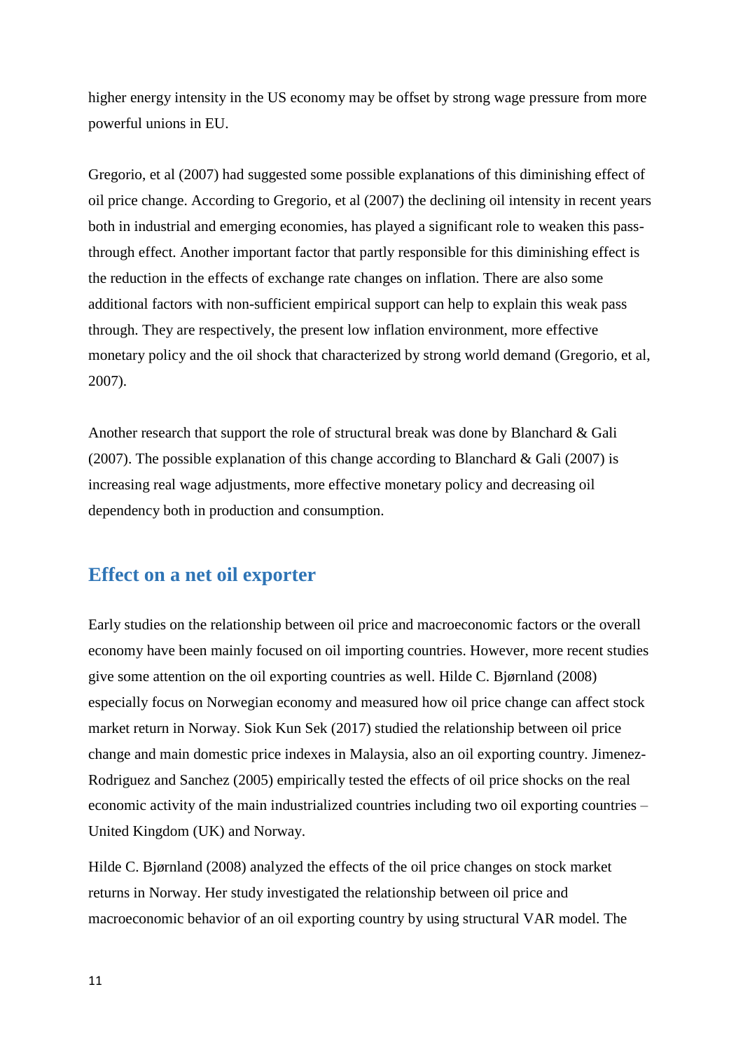higher energy intensity in the US economy may be offset by strong wage pressure from more powerful unions in EU.

Gregorio, et al (2007) had suggested some possible explanations of this diminishing effect of oil price change. According to Gregorio, et al (2007) the declining oil intensity in recent years both in industrial and emerging economies, has played a significant role to weaken this pass-through effect. Another important factor that partly responsible for this diminishing effect is the reduction in the effects of exchange rate changes on inflation. There are also some additional factors with non-sufficient empirical support can help to explain this weak pass through. They are respectively, the present low inflation environment, more effective monetary policy and the oil shock that characterized by strong world demand (Gregorio, et al, 2007).

Another research that support the role of structural break was done by Blanchard & Gali (2007). The possible explanation of this change according to Blanchard & Gali (2007) is increasing real wage adjustments, more effective monetary policy and decreasing oil dependency both in production and consumption.

## Effect on a net oil exporter

Early studies on the relationship between oil price and macroeconomic factors or the overall economy have been mainly focused on oil importing countries. However, more recent studies give some attention on the oil exporting countries as well. Hilde C. Bjørnland (2008) especially focus on Norwegian economy and measured how oil price change can affect stock market return in Norway. Siok Kun Sek (2017) studied the relationship between oil price change and main domestic price indexes in Malaysia, also an oil exporting country. Jimenez-Rodriguez and Sanchez (2005) empirically tested the effects of oil price shocks on the real economic activity of the main industrialized countries including two oil exporting countries – United Kingdom (UK) and Norway.

Hilde C. Bjørnland (2008) analyzed the effects of the oil price changes on stock market returns in Norway. Her study investigated the relationship between oil price and macroeconomic behavior of an oil exporting country by using structural VAR model. The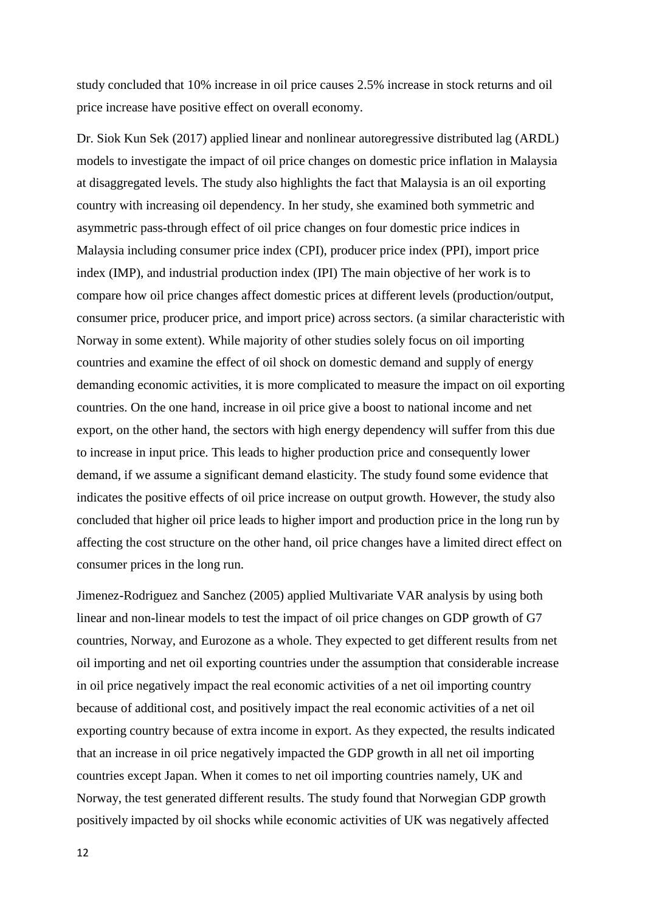study concluded that 10% increase in oil price causes 2.5% increase in stock returns and oil price increase have positive effect on overall economy.

Dr. Siok Kun Sek (2017) applied linear and nonlinear autoregressive distributed lag (ARDL) models to investigate the impact of oil price changes on domestic price inflation in Malaysia at disaggregated levels. The study also highlights the fact that Malaysia is an oil exporting country with increasing oil dependency. In her study, she examined both symmetric and asymmetric pass-through effect of oil price changes on four domestic price indices in Malaysia including consumer price index (CPI), producer price index (PPI), import price index (IMP), and industrial production index (IPI) The main objective of her work is to compare how oil price changes affect domestic prices at different levels (production/output, consumer price, producer price, and import price) across sectors. (a similar characteristic with Norway in some extent). While majority of other studies solely focus on oil importing countries and examine the effect of oil shock on domestic demand and supply of energy demanding economic activities, it is more complicated to measure the impact on oil exporting countries. On the one hand, increase in oil price give a boost to national income and net export, on the other hand, the sectors with high energy dependency will suffer from this due to increase in input price. This leads to higher production price and consequently lower demand, if we assume a significant demand elasticity. The study found some evidence that indicates the positive effects of oil price increase on output growth. However, the study also concluded that higher oil price leads to higher import and production price in the long run by affecting the cost structure on the other hand, oil price changes have a limited direct effect on consumer prices in the long run.

Jimenez-Rodriguez and Sanchez (2005) applied Multivariate VAR analysis by using both linear and non-linear models to test the impact of oil price changes on GDP growth of G7 countries, Norway, and Eurozone as a whole. They expected to get different results from net oil importing and net oil exporting countries under the assumption that considerable increase in oil price negatively impact the real economic activities of a net oil importing country because of additional cost, and positively impact the real economic activities of a net oil exporting country because of extra income in export. As they expected, the results indicated that an increase in oil price negatively impacted the GDP growth in all net oil importing countries except Japan. When it comes to net oil importing countries namely, UK and Norway, the test generated different results. The study found that Norwegian GDP growth positively impacted by oil shocks while economic activities of UK was negatively affected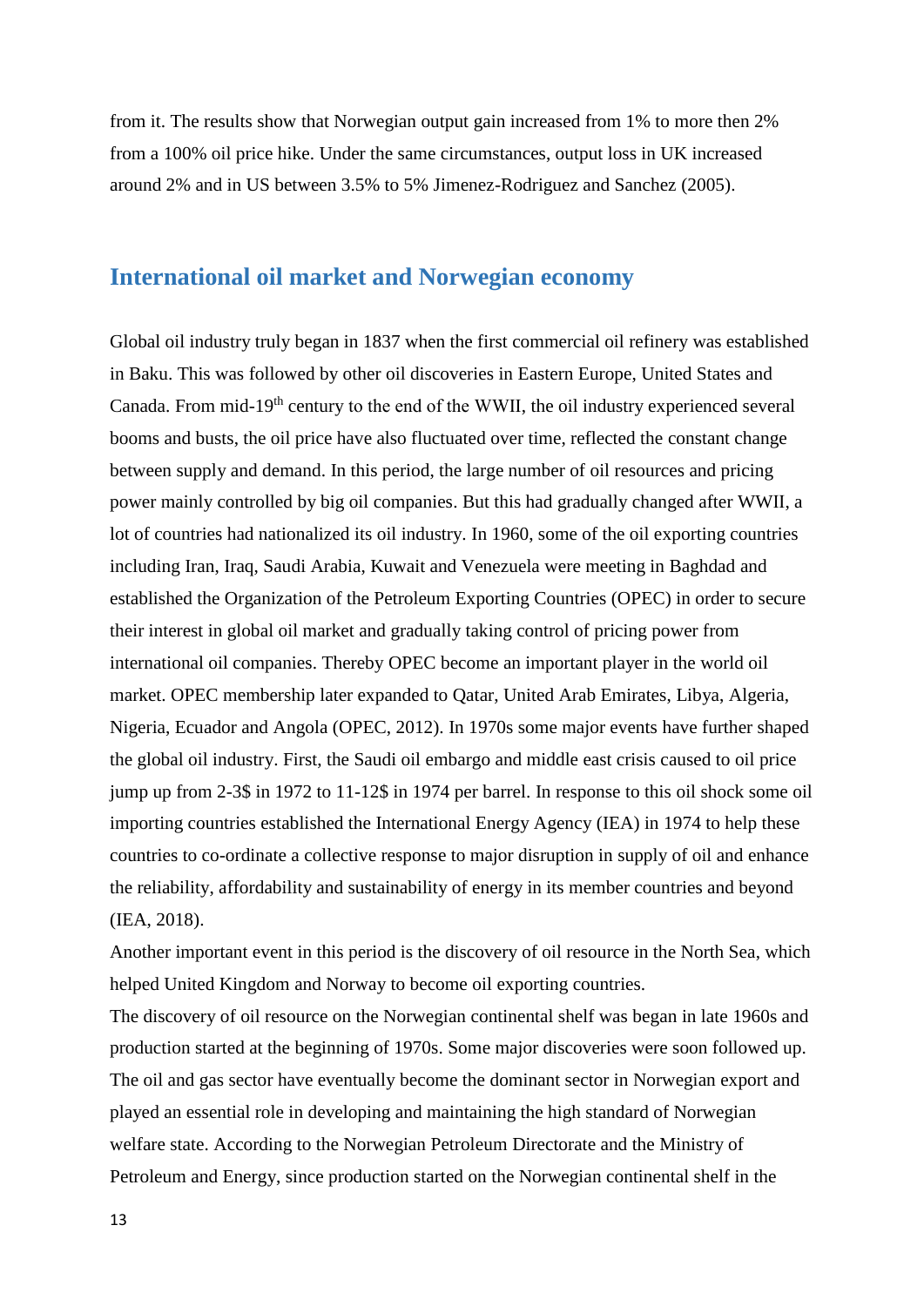from it. The results show that Norwegian output gain increased from 1% to more then 2% from a 100% oil price hike. Under the same circumstances, output loss in UK increased around 2% and in US between 3.5% to 5% Jimenez-Rodriguez and Sanchez (2005).

## International oil market and Norwegian economy

Global oil industry truly began in 1837 when the first commercial oil refinery was established in Baku. This was followed by other oil discoveries in Eastern Europe, United States and Canada. From mid-19th century to the end of the WWII, the oil industry experienced several booms and busts, the oil price have also fluctuated over time, reflected the constant change between supply and demand. In this period, the large number of oil resources and pricing power mainly controlled by big oil companies. But this had gradually changed after WWII, a lot of countries had nationalized its oil industry. In 1960, some of the oil exporting countries including Iran, Iraq, Saudi Arabia, Kuwait and Venezuela were meeting in Baghdad and established the Organization of the Petroleum Exporting Countries (OPEC) in order to secure their interest in global oil market and gradually taking control of pricing power from international oil companies. Thereby OPEC become an important player in the world oil market. OPEC membership later expanded to Qatar, United Arab Emirates, Libya, Algeria, Nigeria, Ecuador and Angola (OPEC, 2012). In 1970s some major events have further shaped the global oil industry. First, the Saudi oil embargo and middle east crisis caused to oil price jump up from 2-3$ in 1972 to 11-12$ in 1974 per barrel. In response to this oil shock some oil importing countries established the International Energy Agency (IEA) in 1974 to help these countries to co-ordinate a collective response to major disruption in supply of oil and enhance the reliability, affordability and sustainability of energy in its member countries and beyond (IEA, 2018).

Another important event in this period is the discovery of oil resource in the North Sea, which helped United Kingdom and Norway to become oil exporting countries.

The discovery of oil resource on the Norwegian continental shelf was began in late 1960s and production started at the beginning of 1970s. Some major discoveries were soon followed up. The oil and gas sector have eventually become the dominant sector in Norwegian export and played an essential role in developing and maintaining the high standard of Norwegian welfare state. According to the Norwegian Petroleum Directorate and the Ministry of Petroleum and Energy, since production started on the Norwegian continental shelf in the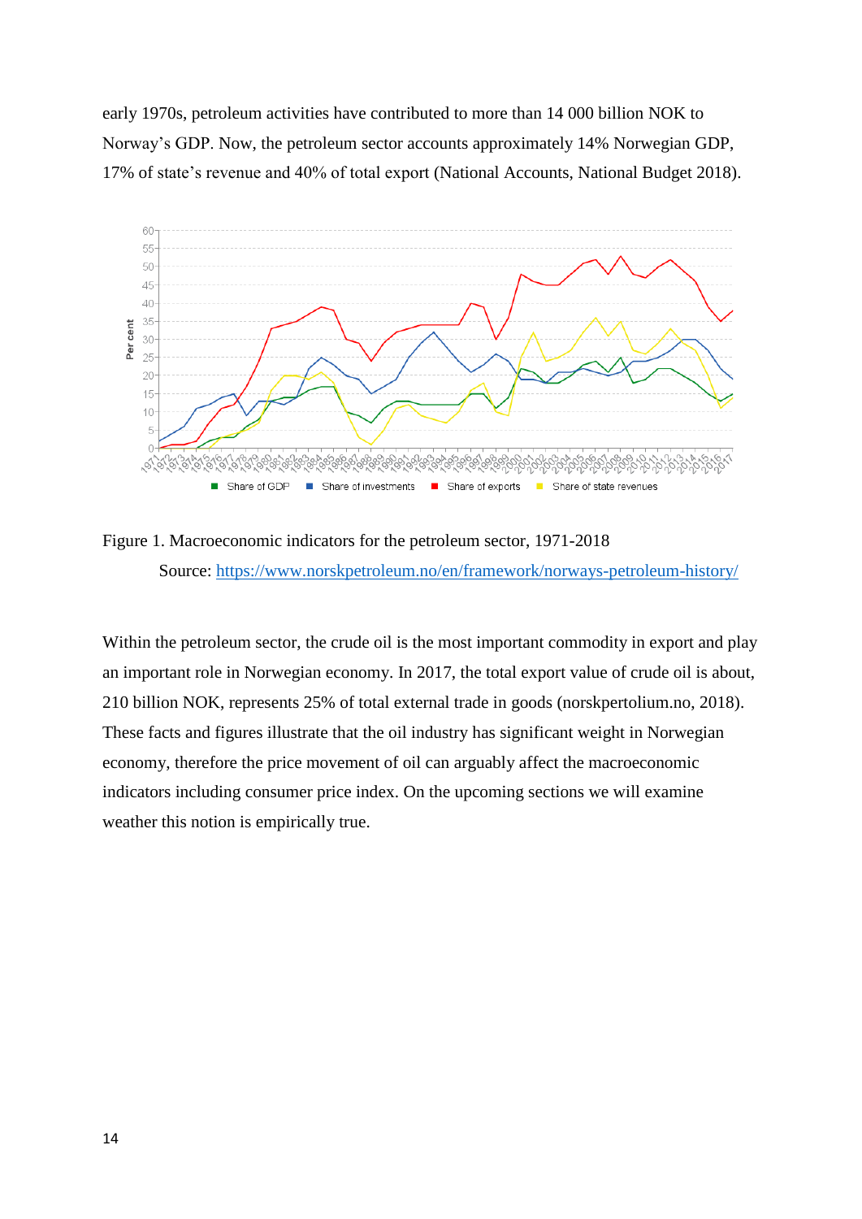early 1970s, petroleum activities have contributed to more than 14 000 billion NOK to Norway's GDP. Now, the petroleum sector accounts approximately 14% Norwegian GDP, 17% of state's revenue and 40% of total export (National Accounts, National Budget 2018).

Figure 1. Macroeconomic indicators for the petroleum sector, 1971-2018

Source: https://www.norskpetroleum.no/en/framework/norways-petroleum-history/

Within the petroleum sector, the crude oil is the most important commodity in export and play an important role in Norwegian economy. In 2017, the total export value of crude oil is about, 210 billion NOK, represents 25% of total external trade in goods (norskpertolium.no, 2018). These facts and figures illustrate that the oil industry has significant weight in Norwegian economy, therefore the price movement of oil can arguably affect the macroeconomic indicators including consumer price index. On the upcoming sections we will examine weather this notion is empirically true.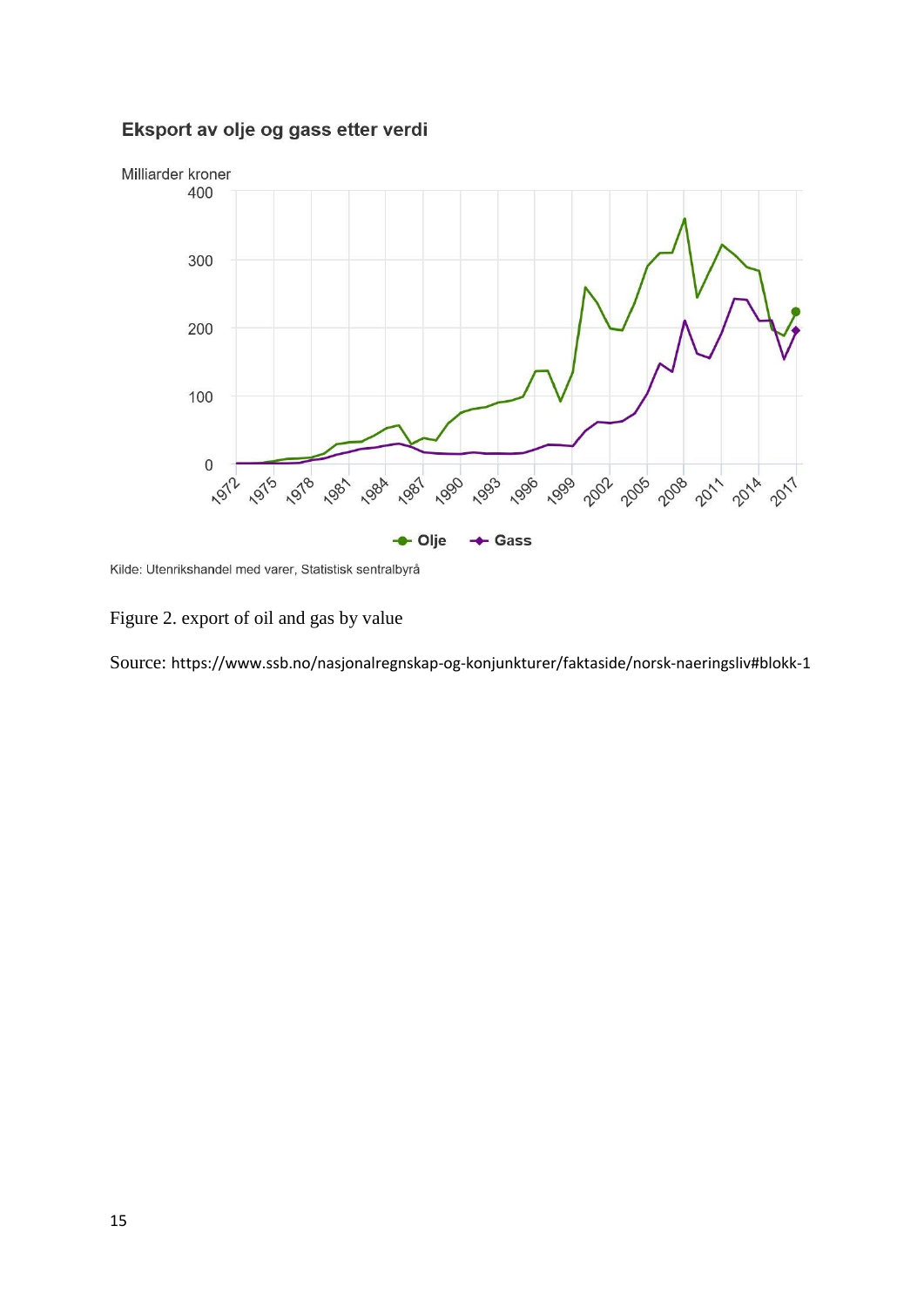**Eksport av olje og gass etter verdi**

Milliarder kroner

Olje — Gass

Kilde: Utenrikshandel med varer, Statistisk sentralbyrå

Figure 2. export of oil and gas by value

Source: https://www.ssb.no/nasjonalregnskap-og-konjunkturer/faktaside/norsk-naeringsliv#blokk-1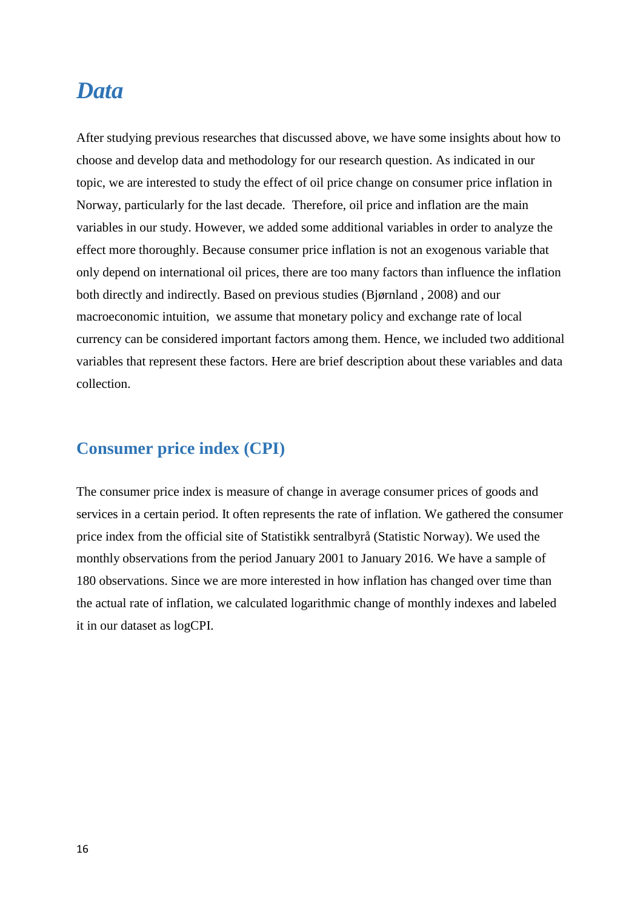# *Data*

After studying previous researches that discussed above, we have some insights about how to choose and develop data and methodology for our research question. As indicated in our topic, we are interested to study the effect of oil price change on consumer price inflation in Norway, particularly for the last decade. Therefore, oil price and inflation are the main variables in our study. However, we added some additional variables in order to analyze the effect more thoroughly. Because consumer price inflation is not an exogenous variable that only depend on international oil prices, there are too many factors than influence the inflation both directly and indirectly. Based on previous studies (Bjørnland , 2008) and our macroeconomic intuition, we assume that monetary policy and exchange rate of local currency can be considered important factors among them. Hence, we included two additional variables that represent these factors. Here are brief description about these variables and data collection.

## Consumer price index (CPI)

The consumer price index is measure of change in average consumer prices of goods and services in a certain period. It often represents the rate of inflation. We gathered the consumer price index from the official site of Statistikk sentralbyrå (Statistic Norway). We used the monthly observations from the period January 2001 to January 2016. We have a sample of 180 observations. Since we are more interested in how inflation has changed over time than the actual rate of inflation, we calculated logarithmic change of monthly indexes and labeled it in our dataset as logCPI.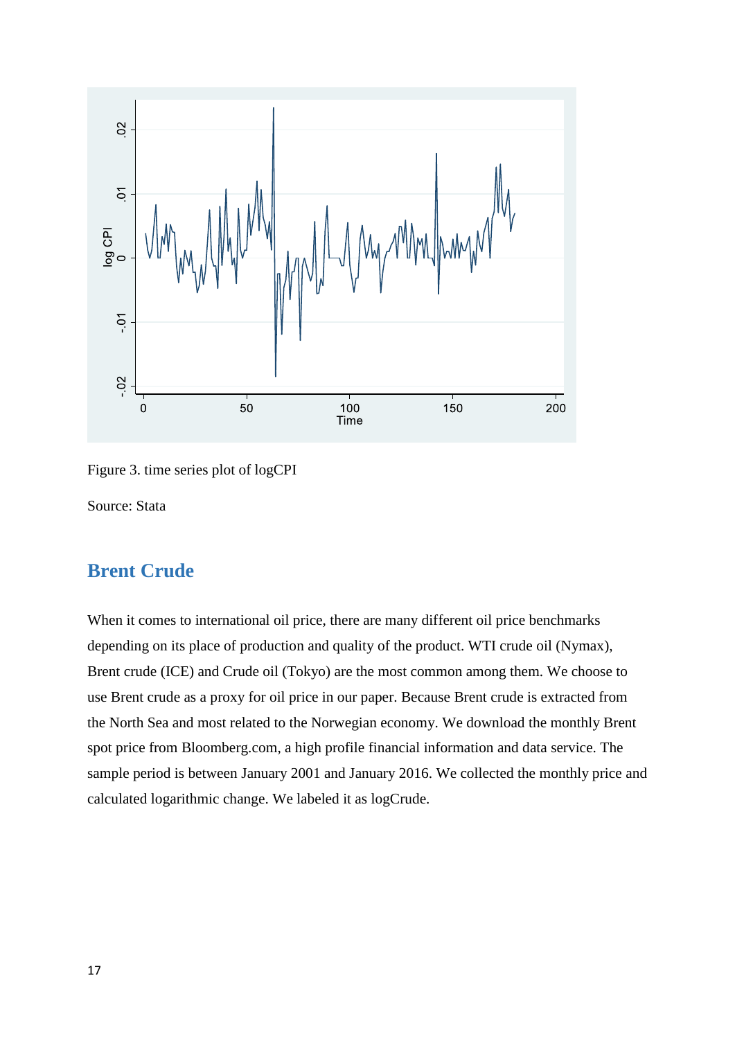Figure 3. time series plot of logCPI

Source: Stata

## Brent Crude

When it comes to international oil price, there are many different oil price benchmarks depending on its place of production and quality of the product. WTI crude oil (Nymax), Brent crude (ICE) and Crude oil (Tokyo) are the most common among them. We choose to use Brent crude as a proxy for oil price in our paper. Because Brent crude is extracted from the North Sea and most related to the Norwegian economy. We download the monthly Brent spot price from Bloomberg.com, a high profile financial information and data service. The sample period is between January 2001 and January 2016. We collected the monthly price and calculated logarithmic change. We labeled it as logCrude.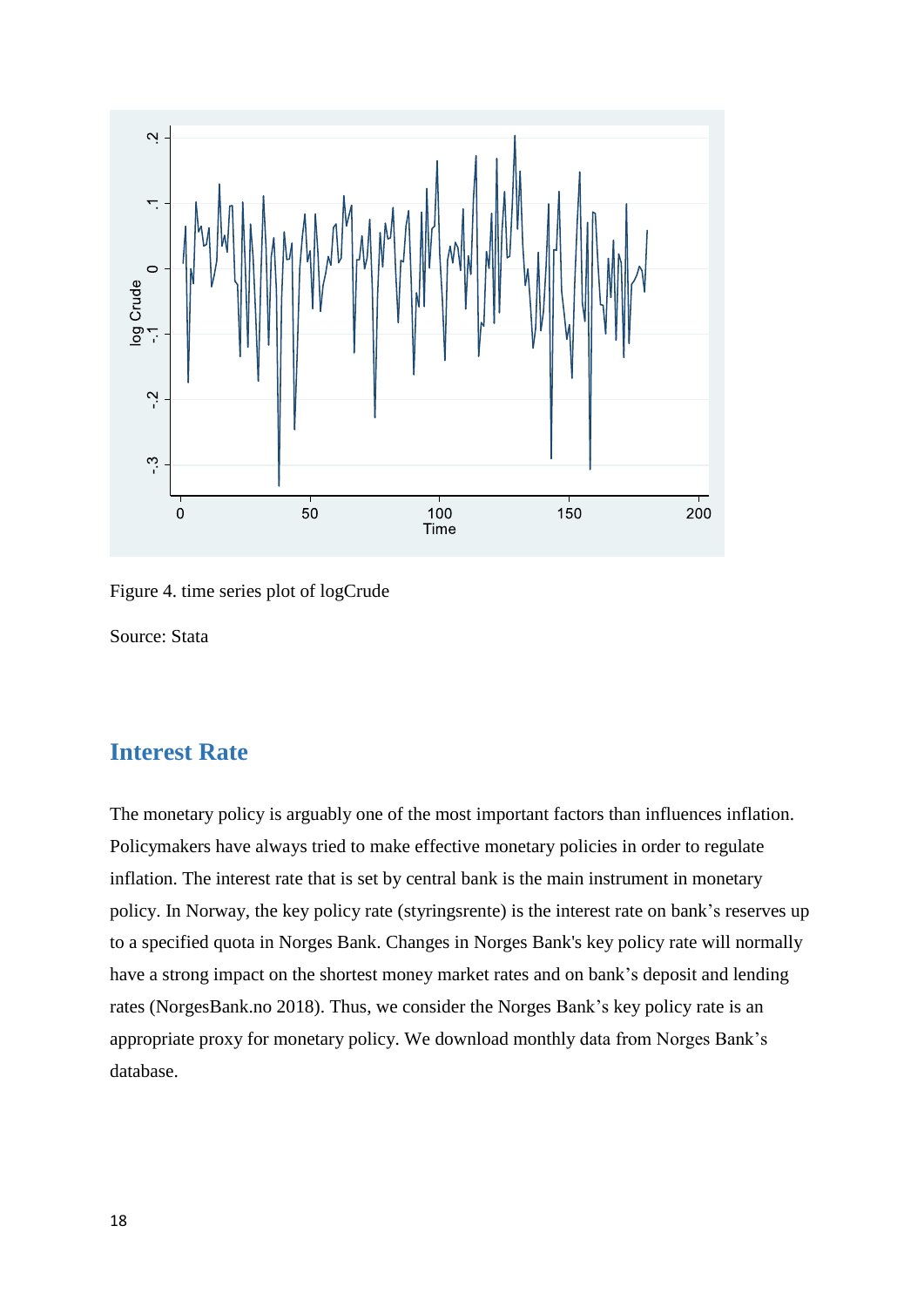Figure 4. time series plot of logCrude

Source: Stata

## Interest Rate

The monetary policy is arguably one of the most important factors than influences inflation. Policymakers have always tried to make effective monetary policies in order to regulate inflation. The interest rate that is set by central bank is the main instrument in monetary policy. In Norway, the key policy rate (styringsrente) is the interest rate on bank's reserves up to a specified quota in Norges Bank. Changes in Norges Bank's key policy rate will normally have a strong impact on the shortest money market rates and on bank's deposit and lending rates (NorgesBank.no 2018). Thus, we consider the Norges Bank's key policy rate is an appropriate proxy for monetary policy. We download monthly data from Norges Bank's database.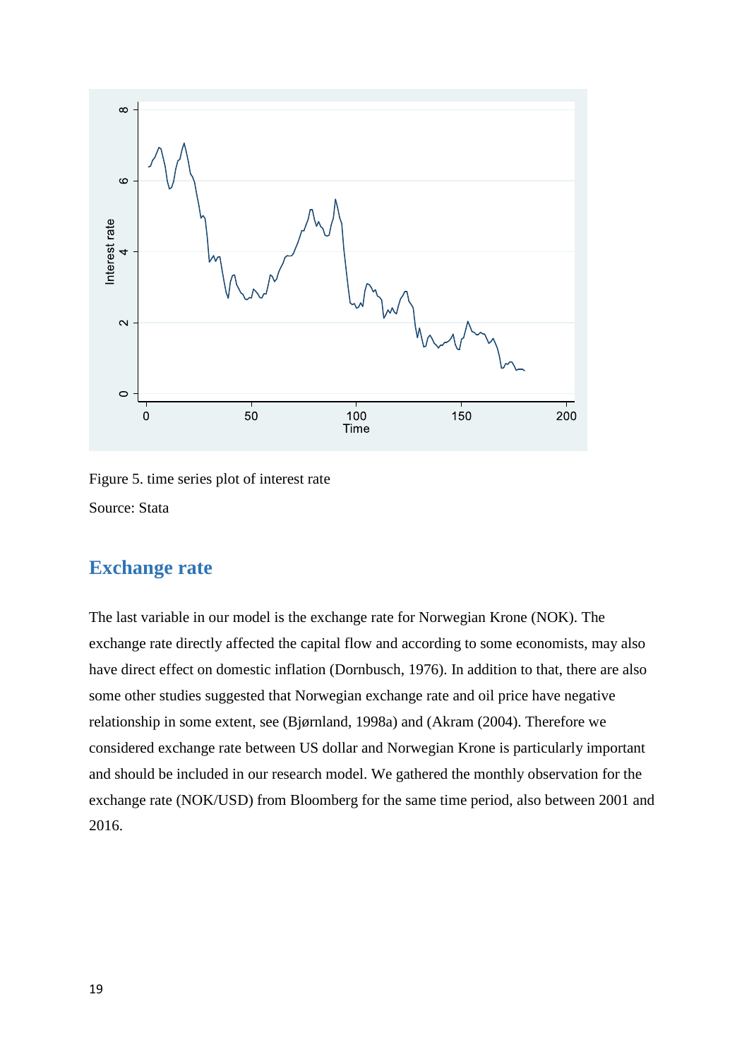Figure 5. time series plot of interest rate

Source: Stata

## Exchange rate

The last variable in our model is the exchange rate for Norwegian Krone (NOK). The exchange rate directly affected the capital flow and according to some economists, may also have direct effect on domestic inflation (Dornbusch, 1976). In addition to that, there are also some other studies suggested that Norwegian exchange rate and oil price have negative relationship in some extent, see (Bjørnland, 1998a) and (Akram (2004). Therefore we considered exchange rate between US dollar and Norwegian Krone is particularly important and should be included in our research model. We gathered the monthly observation for the exchange rate (NOK/USD) from Bloomberg for the same time period, also between 2001 and 2016.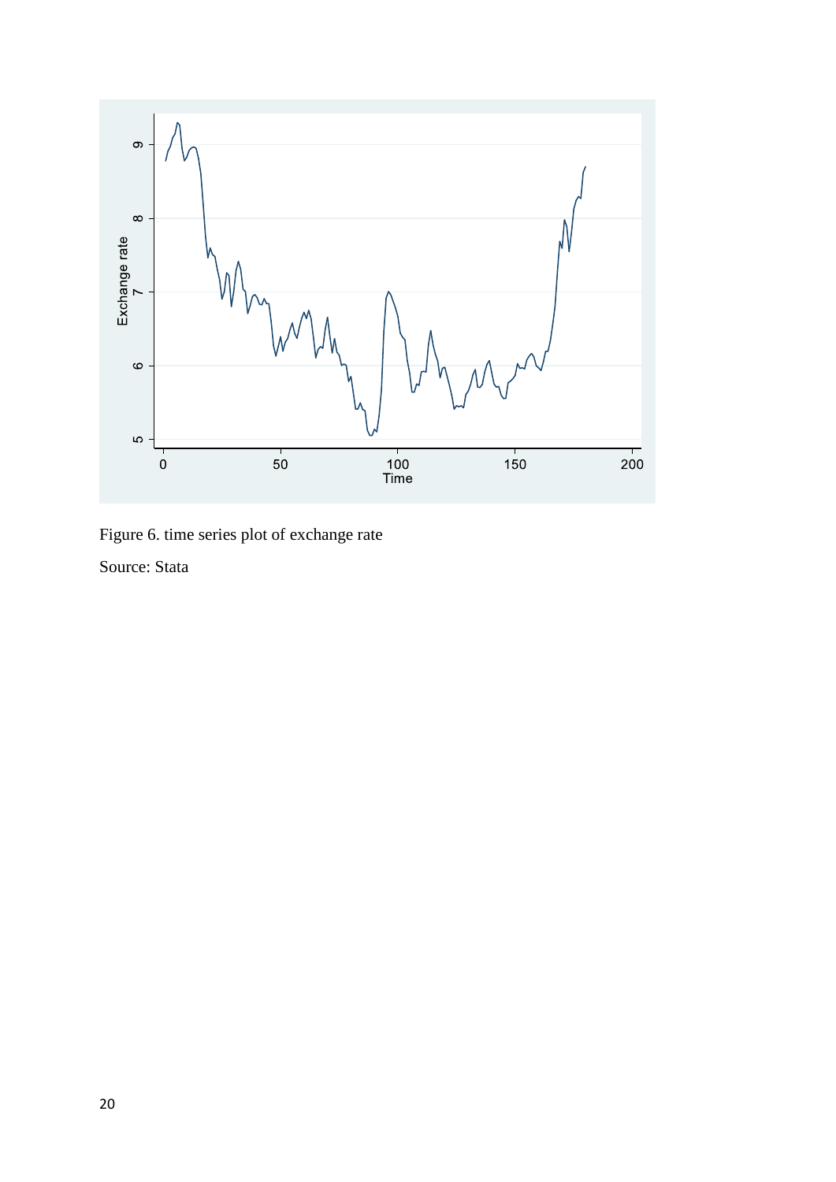Figure 6. time series plot of exchange rate

Source: Stata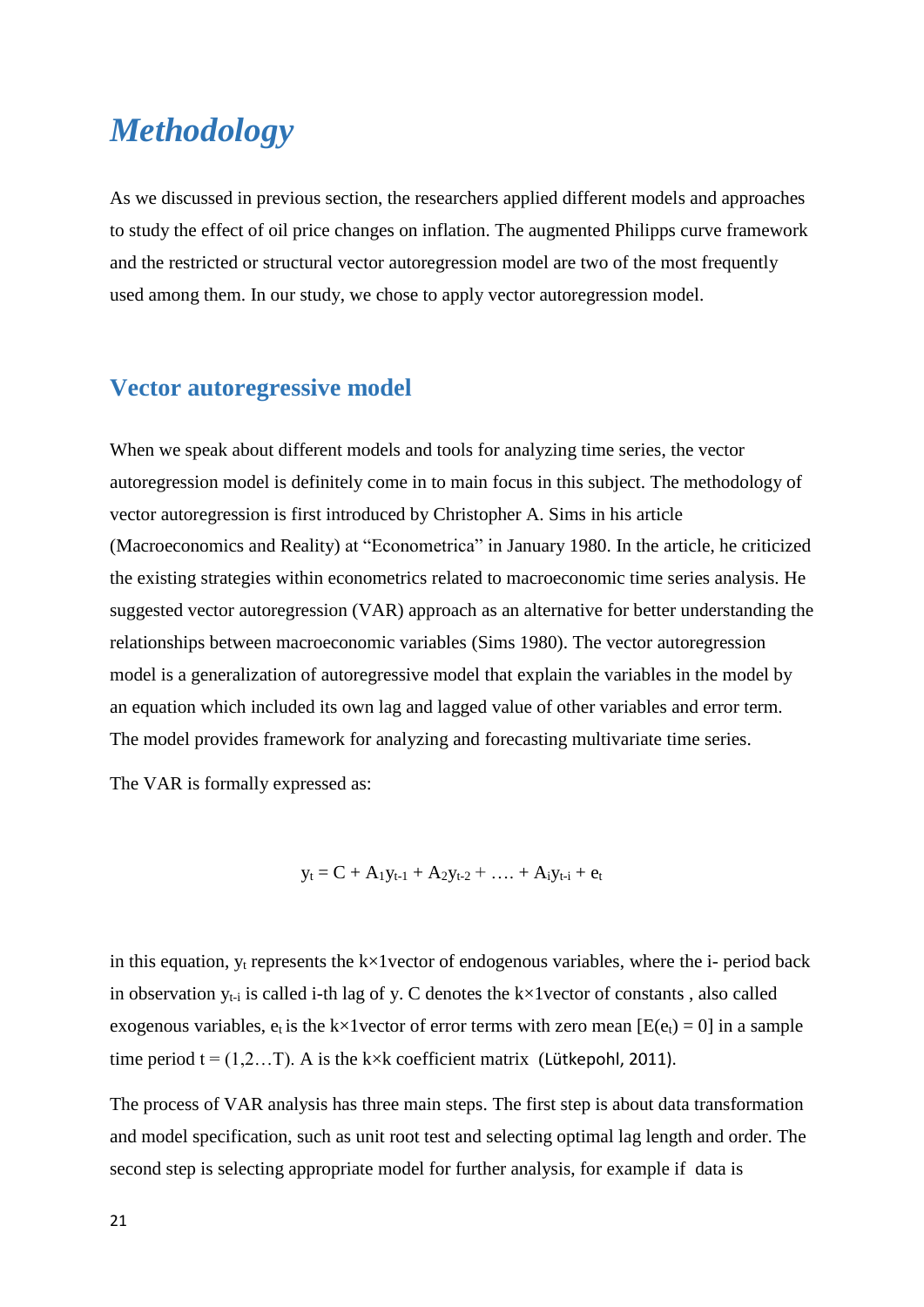# *Methodology*

As we discussed in previous section, the researchers applied different models and approaches to study the effect of oil price changes on inflation. The augmented Philipps curve framework and the restricted or structural vector autoregression model are two of the most frequently used among them. In our study, we chose to apply vector autoregression model.

## Vector autoregressive model

When we speak about different models and tools for analyzing time series, the vector autoregression model is definitely come in to main focus in this subject. The methodology of vector autoregression is first introduced by Christopher A. Sims in his article (Macroeconomics and Reality) at "Econometrica" in January 1980. In the article, he criticized the existing strategies within econometrics related to macroeconomic time series analysis. He suggested vector autoregression (VAR) approach as an alternative for better understanding the relationships between macroeconomic variables (Sims 1980). The vector autoregression model is a generalization of autoregressive model that explain the variables in the model by an equation which included its own lag and lagged value of other variables and error term. The model provides framework for analyzing and forecasting multivariate time series.

The VAR is formally expressed as:

$$y_t = C + A_1 y_{t-1} + A_2 y_{t-2} + \ldots + A_i y_{t-i} + e_t$$

in this equation, $y_t$ represents the k×1vector of endogenous variables, where the i- period back in observation $y_{t-i}$ is called i-th lag of y. C denotes the k×1vector of constants , also called exogenous variables, $e_t$ is the k×1vector of error terms with zero mean $[E(e_t) = 0]$ in a sample time period t = (1,2…T). A is the k×k coefficient matrix (Lütkepohl, 2011).

The process of VAR analysis has three main steps. The first step is about data transformation and model specification, such as unit root test and selecting optimal lag length and order. The second step is selecting appropriate model for further analysis, for example if data is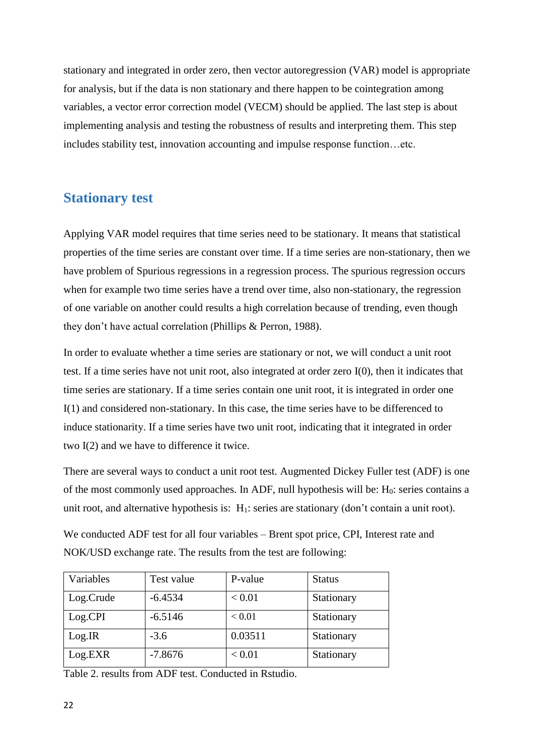stationary and integrated in order zero, then vector autoregression (VAR) model is appropriate for analysis, but if the data is non stationary and there happen to be cointegration among variables, a vector error correction model (VECM) should be applied. The last step is about implementing analysis and testing the robustness of results and interpreting them. This step includes stability test, innovation accounting and impulse response function…etc.

## Stationary test

Applying VAR model requires that time series need to be stationary. It means that statistical properties of the time series are constant over time. If a time series are non-stationary, then we have problem of Spurious regressions in a regression process. The spurious regression occurs when for example two time series have a trend over time, also non-stationary, the regression of one variable on another could results a high correlation because of trending, even though they don't have actual correlation (Phillips & Perron, 1988).

In order to evaluate whether a time series are stationary or not, we will conduct a unit root test. If a time series have not unit root, also integrated at order zero I(0), then it indicates that time series are stationary. If a time series contain one unit root, it is integrated in order one I(1) and considered non-stationary. In this case, the time series have to be differenced to induce stationarity. If a time series have two unit root, indicating that it integrated in order two I(2) and we have to difference it twice.

There are several ways to conduct a unit root test. Augmented Dickey Fuller test (ADF) is one of the most commonly used approaches. In ADF, null hypothesis will be: $H_0$: series contains a unit root, and alternative hypothesis is: $H_1$: series are stationary (don't contain a unit root).

We conducted ADF test for all four variables – Brent spot price, CPI, Interest rate and NOK/USD exchange rate. The results from the test are following:

| Variables | Test value | P-value | Status |
|---|---|---|---|
| Log.Crude | -6.4534 | < 0.01 | Stationary |
| Log.CPI | -6.5146 | < 0.01 | Stationary |
| Log.IR | -3.6 | 0.03511 | Stationary |
| Log.EXR | -7.8676 | < 0.01 | Stationary |

Table 2. results from ADF test. Conducted in Rstudio.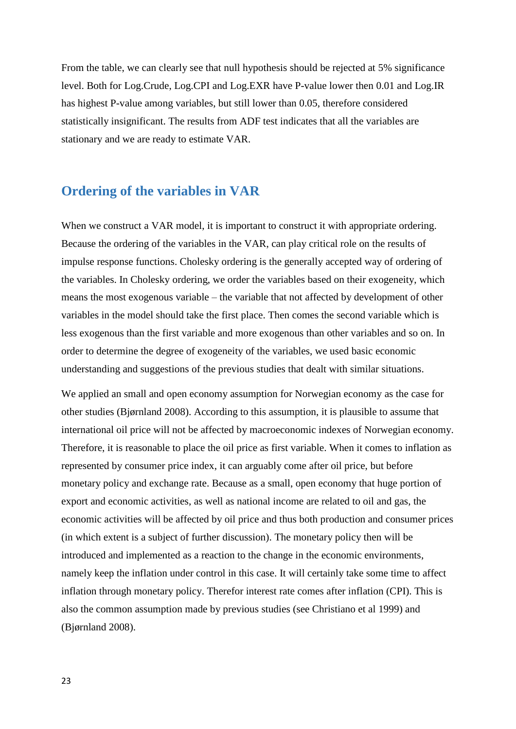From the table, we can clearly see that null hypothesis should be rejected at 5% significance level. Both for Log.Crude, Log.CPI and Log.EXR have P-value lower then 0.01 and Log.IR has highest P-value among variables, but still lower than 0.05, therefore considered statistically insignificant. The results from ADF test indicates that all the variables are stationary and we are ready to estimate VAR.

## Ordering of the variables in VAR

When we construct a VAR model, it is important to construct it with appropriate ordering. Because the ordering of the variables in the VAR, can play critical role on the results of impulse response functions. Cholesky ordering is the generally accepted way of ordering of the variables. In Cholesky ordering, we order the variables based on their exogeneity, which means the most exogenous variable – the variable that not affected by development of other variables in the model should take the first place. Then comes the second variable which is less exogenous than the first variable and more exogenous than other variables and so on. In order to determine the degree of exogeneity of the variables, we used basic economic understanding and suggestions of the previous studies that dealt with similar situations.

We applied an small and open economy assumption for Norwegian economy as the case for other studies (Bjørnland 2008). According to this assumption, it is plausible to assume that international oil price will not be affected by macroeconomic indexes of Norwegian economy. Therefore, it is reasonable to place the oil price as first variable. When it comes to inflation as represented by consumer price index, it can arguably come after oil price, but before monetary policy and exchange rate. Because as a small, open economy that huge portion of export and economic activities, as well as national income are related to oil and gas, the economic activities will be affected by oil price and thus both production and consumer prices (in which extent is a subject of further discussion). The monetary policy then will be introduced and implemented as a reaction to the change in the economic environments, namely keep the inflation under control in this case. It will certainly take some time to affect inflation through monetary policy. Therefor interest rate comes after inflation (CPI). This is also the common assumption made by previous studies (see Christiano et al 1999) and (Bjørnland 2008).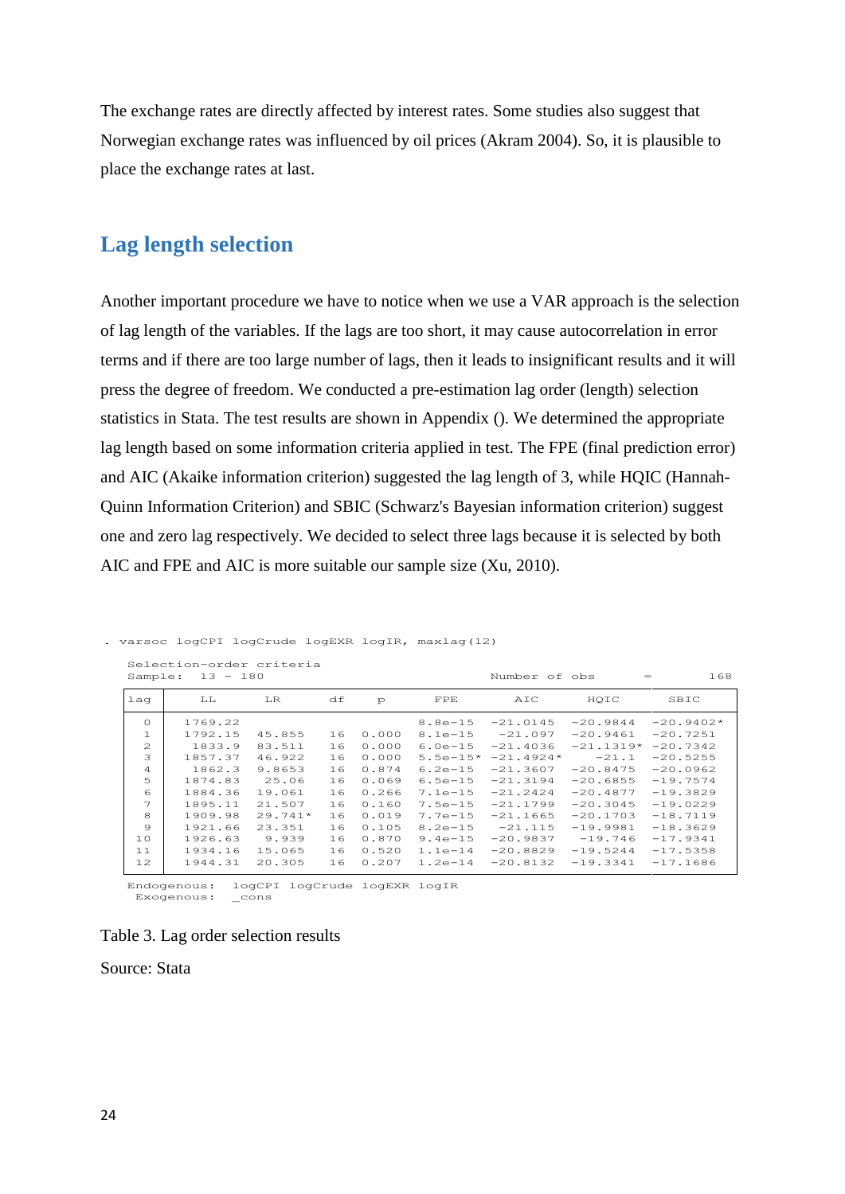The exchange rates are directly affected by interest rates. Some studies also suggest that Norwegian exchange rates was influenced by oil prices (Akram 2004). So, it is plausible to place the exchange rates at last.

## Lag length selection

Another important procedure we have to notice when we use a VAR approach is the selection of lag length of the variables. If the lags are too short, it may cause autocorrelation in error terms and if there are too large number of lags, then it leads to insignificant results and it will press the degree of freedom. We conducted a pre-estimation lag order (length) selection statistics in Stata. The test results are shown in Appendix (). We determined the appropriate lag length based on some information criteria applied in test. The FPE (final prediction error) and AIC (Akaike information criterion) suggested the lag length of 3, while HQIC (Hannah-Quinn Information Criterion) and SBIC (Schwarz's Bayesian information criterion) suggest one and zero lag respectively. We decided to select three lags because it is selected by both AIC and FPE and AIC is more suitable our sample size (Xu, 2010).

```
. varsoc logCPI logCrude logEXR logIR, maxlag(12)

   Selection-order criteria
   Sample:  13 - 180                                Number of obs      =       168
```

| lag | LL | LR | df | p | FPE | AIC | HQIC | SBIC |
|---|---|---|---|---|---|---|---|---|
| 0 | 1769.22 | | | | 8.8e-15 | -21.0145 | -20.9844 | -20.9402* |
| 1 | 1792.15 | 45.855 | 16 | 0.000 | 8.1e-15 | -21.097 | -20.9461 | -20.7251 |
| 2 | 1833.9 | 83.511 | 16 | 0.000 | 6.0e-15 | -21.4036 | -21.1319* | -20.7342 |
| 3 | 1857.37 | 46.922 | 16 | 0.000 | 5.5e-15* | -21.4924* | -21.1 | -20.5255 |
| 4 | 1862.3 | 9.8653 | 16 | 0.874 | 6.2e-15 | -21.3607 | -20.8475 | -20.0962 |
| 5 | 1874.83 | 25.06 | 16 | 0.069 | 6.5e-15 | -21.3194 | -20.6855 | -19.7574 |
| 6 | 1884.36 | 19.061 | 16 | 0.266 | 7.1e-15 | -21.2424 | -20.4877 | -19.3829 |
| 7 | 1895.11 | 21.507 | 16 | 0.160 | 7.5e-15 | -21.1799 | -20.3045 | -19.0229 |
| 8 | 1909.98 | 29.741* | 16 | 0.019 | 7.7e-15 | -21.1665 | -20.1703 | -18.7119 |
| 9 | 1921.66 | 23.351 | 16 | 0.105 | 8.2e-15 | -21.115 | -19.9981 | -18.3629 |
| 10 | 1926.63 | 9.939 | 16 | 0.870 | 9.4e-15 | -20.9837 | -19.746 | -17.9341 |
| 11 | 1934.16 | 15.065 | 16 | 0.520 | 1.1e-14 | -20.8829 | -19.5244 | -17.5358 |
| 12 | 1944.31 | 20.305 | 16 | 0.207 | 1.2e-14 | -20.8132 | -19.3341 | -17.1686 |

```
   Endogenous:  logCPI logCrude logEXR logIR
    Exogenous:  _cons
```

Table 3. Lag order selection results

Source: Stata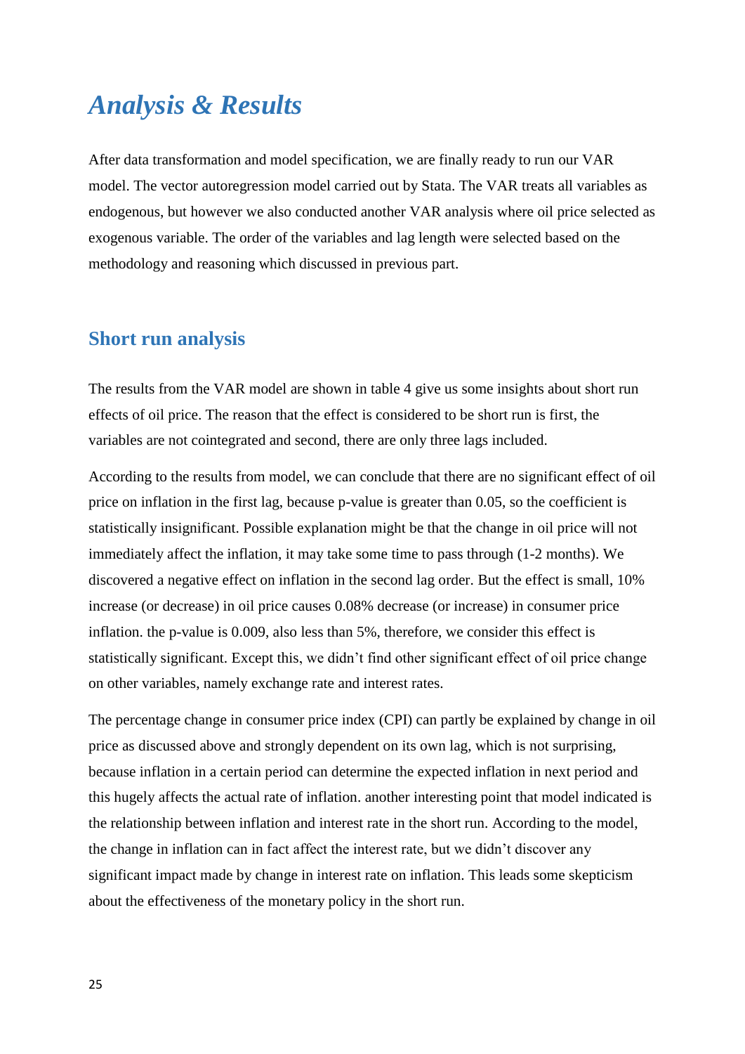# *Analysis & Results*

After data transformation and model specification, we are finally ready to run our VAR model. The vector autoregression model carried out by Stata. The VAR treats all variables as endogenous, but however we also conducted another VAR analysis where oil price selected as exogenous variable. The order of the variables and lag length were selected based on the methodology and reasoning which discussed in previous part.

## Short run analysis

The results from the VAR model are shown in table 4 give us some insights about short run effects of oil price. The reason that the effect is considered to be short run is first, the variables are not cointegrated and second, there are only three lags included.

According to the results from model, we can conclude that there are no significant effect of oil price on inflation in the first lag, because p-value is greater than 0.05, so the coefficient is statistically insignificant. Possible explanation might be that the change in oil price will not immediately affect the inflation, it may take some time to pass through (1-2 months). We discovered a negative effect on inflation in the second lag order. But the effect is small, 10% increase (or decrease) in oil price causes 0.08% decrease (or increase) in consumer price inflation. the p-value is 0.009, also less than 5%, therefore, we consider this effect is statistically significant. Except this, we didn't find other significant effect of oil price change on other variables, namely exchange rate and interest rates.

The percentage change in consumer price index (CPI) can partly be explained by change in oil price as discussed above and strongly dependent on its own lag, which is not surprising, because inflation in a certain period can determine the expected inflation in next period and this hugely affects the actual rate of inflation. another interesting point that model indicated is the relationship between inflation and interest rate in the short run. According to the model, the change in inflation can in fact affect the interest rate, but we didn't discover any significant impact made by change in interest rate on inflation. This leads some skepticism about the effectiveness of the monetary policy in the short run.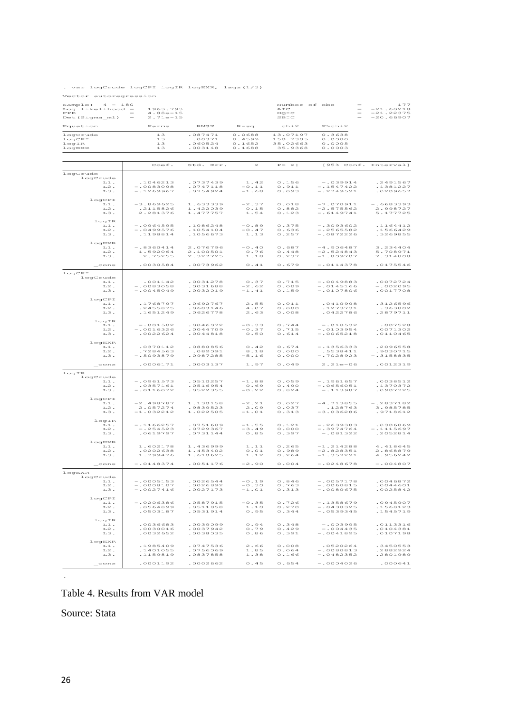```
. var logCrude logCPI logIR logEXR, lags(1/3)

Vector autoregression

Sample:  4 - 180                                Number of obs     =        177
Log likelihood =   1963.793                     AIC               =  -21.60218
FPE            =   4.88e-15                     HQIC              =  -21.22375
Det(Sigma_ml)  =   2.71e-15                     SBIC              =  -20.66907

Equation           Parms      RMSE     R-sq      chi2     P>chi2
----------------------------------------------------------------
logCrude             13     .087471   0.0688   13.07197   0.3638
logCPI               13      .00371   0.4599   150.7305   0.0000
logIR                13     .060524   0.1652   35.02663   0.0005
logEXR               13     .003148   0.1688    35.9368   0.0003
----------------------------------------------------------------
```

| | Coef. | Std. Err. | z | P>\|z\| | [95% Conf. | Interval] |
|---|---|---|---|---|---|---|
| **logCrude** | | | | | | |
| logCrude | | | | | | |
| L1. | .1046213 | .0737439 | 1.42 | 0.156 | -.039914 | .2491567 |
| L2. | -.0083098 | .0747118 | -0.11 | 0.911 | -.1547422 | .1381227 |
| L3. | -.1269967 | .0754924 | -1.68 | 0.093 | -.2749591 | .0209657 |
| logCPI | | | | | | |
| L1. | -3.869625 | 1.633339 | -2.37 | 0.018 | -7.070911 | -.6683393 |
| L2. | .2115826 | 1.422039 | 0.15 | 0.882 | -2.575562 | 2.998727 |
| L3. | 2.281376 | 1.477757 | 1.54 | 0.123 | -.6149741 | 5.177725 |
| logIR | | | | | | |
| L1. | -.0964595 | .1086248 | -0.89 | 0.375 | -.3093602 | .1164412 |
| L2. | -.0499576 | .1054104 | -0.47 | 0.636 | -.2565582 | .1566429 |
| L3. | .1198814 | .1056673 | 1.13 | 0.257 | -.0872226 | .3269855 |
| logEXR | | | | | | |
| L1. | -.8360414 | 2.076796 | -0.40 | 0.687 | -4.906487 | 3.234404 |
| L2. | 1.592064 | 2.100501 | 0.76 | 0.448 | -2.524843 | 5.708971 |
| L3. | 2.75255 | 2.327725 | 1.18 | 0.237 | -1.809707 | 7.314808 |
| _cons | .0030584 | .0073962 | 0.41 | 0.679 | -.0114378 | .0175546 |
| **logCPI** | | | | | | |
| logCrude | | | | | | |
| L1. | .001142 | .0031278 | 0.37 | 0.715 | -.0049883 | .0072724 |
| L2. | -.0083058 | .0031688 | -2.62 | 0.009 | -.0145166 | -.002095 |
| L3. | -.0045049 | .0032019 | -1.41 | 0.159 | -.0107806 | .0017708 |
| logCPI | | | | | | |
| L1. | .1768797 | .0692767 | 2.55 | 0.011 | .0410998 | .3126596 |
| L2. | .2455875 | .0603146 | 4.07 | 0.000 | .1273731 | .363802 |
| L3. | .1651249 | .0626778 | 2.63 | 0.008 | .0422786 | .2879711 |
| logIR | | | | | | |
| L1. | -.001502 | .0046072 | -0.33 | 0.744 | -.010532 | .007528 |
| L2. | -.0016326 | .0044709 | -0.37 | 0.715 | -.0103954 | .0071302 |
| L3. | .0022624 | .0044818 | 0.50 | 0.614 | -.0065218 | .0110465 |
| logEXR | | | | | | |
| L1. | .0370112 | .0880856 | 0.42 | 0.674 | -.1356333 | .2096558 |
| L2. | .7284563 | .089091 | 8.18 | 0.000 | .5538411 | .9030715 |
| L3. | -.5093879 | .0987285 | -5.16 | 0.000 | -.7028923 | -.3158835 |
| _cons | .0006171 | .0003137 | 1.97 | 0.049 | 2.21e-06 | .0012319 |
| **logIR** | | | | | | |
| logCrude | | | | | | |
| L1. | -.0961573 | .0510257 | -1.88 | 0.059 | -.1961657 | .0038512 |
| L2. | .0357161 | .0516954 | 0.69 | 0.490 | -.0656051 | .1370372 |
| L3. | -.0116072 | .0522355 | -0.22 | 0.824 | -.113987 | .0907725 |
| logCPI | | | | | | |
| L1. | -2.498787 | 1.130158 | -2.21 | 0.027 | -4.713855 | -.2837182 |
| L2. | 2.057274 | .9839523 | 2.09 | 0.037 | .128763 | 3.985785 |
| L3. | -1.032212 | 1.022505 | -1.01 | 0.313 | -3.036286 | .9718612 |
| logIR | | | | | | |
| L1. | -.1166257 | .0751609 | -1.55 | 0.121 | -.2639383 | .0306869 |
| L2. | -.254523 | .0729367 | -3.49 | 0.000 | -.3974764 | -.1115697 |
| L3. | .0619797 | .0731144 | 0.85 | 0.397 | -.081322 | .2052814 |
| logEXR | | | | | | |
| L1. | 1.602178 | 1.436999 | 1.11 | 0.265 | -1.214288 | 4.418645 |
| L2. | .0202638 | 1.453402 | 0.01 | 0.989 | -2.828351 | 2.868879 |
| L3. | 1.799476 | 1.610625 | 1.12 | 0.264 | -1.357291 | 4.956242 |
| _cons | -.0148374 | .0051176 | -2.90 | 0.004 | -.0248678 | -.004807 |
| **logEXR** | | | | | | |
| logCrude | | | | | | |
| L1. | -.0005153 | .0026544 | -0.19 | 0.846 | -.0057178 | .0046872 |
| L2. | -.0008107 | .0026892 | -0.30 | 0.763 | -.0060815 | .0044601 |
| L3. | -.0027416 | .0027173 | -1.01 | 0.313 | -.0080675 | .0025842 |
| logCPI | | | | | | |
| L1. | -.0206386 | .0587915 | -0.35 | 0.726 | -.1358679 | .0945907 |
| L2. | .0564899 | .0511858 | 1.10 | 0.270 | -.0438325 | .1568123 |
| L3. | .0503187 | .0531914 | 0.95 | 0.344 | -.0539345 | .1545719 |
| logIR | | | | | | |
| L1. | .0036683 | .0039099 | 0.94 | 0.348 | -.003995 | .0113316 |
| L2. | .0030016 | .0037942 | 0.79 | 0.429 | -.004435 | .0104381 |
| L3. | .0032652 | .0038035 | 0.86 | 0.391 | -.0041895 | .0107198 |
| logEXR | | | | | | |
| L1. | .1985409 | .0747536 | 2.66 | 0.008 | .0520264 | .3450553 |
| L2. | .1401055 | .0756069 | 1.85 | 0.064 | -.0080813 | .2882924 |
| L3. | .1159819 | .0837858 | 1.38 | 0.166 | -.0482352 | .2801989 |
| _cons | .0001192 | .0002662 | 0.45 | 0.654 | -.0004026 | .000641 |

Table 4. Results from VAR model

Source: Stata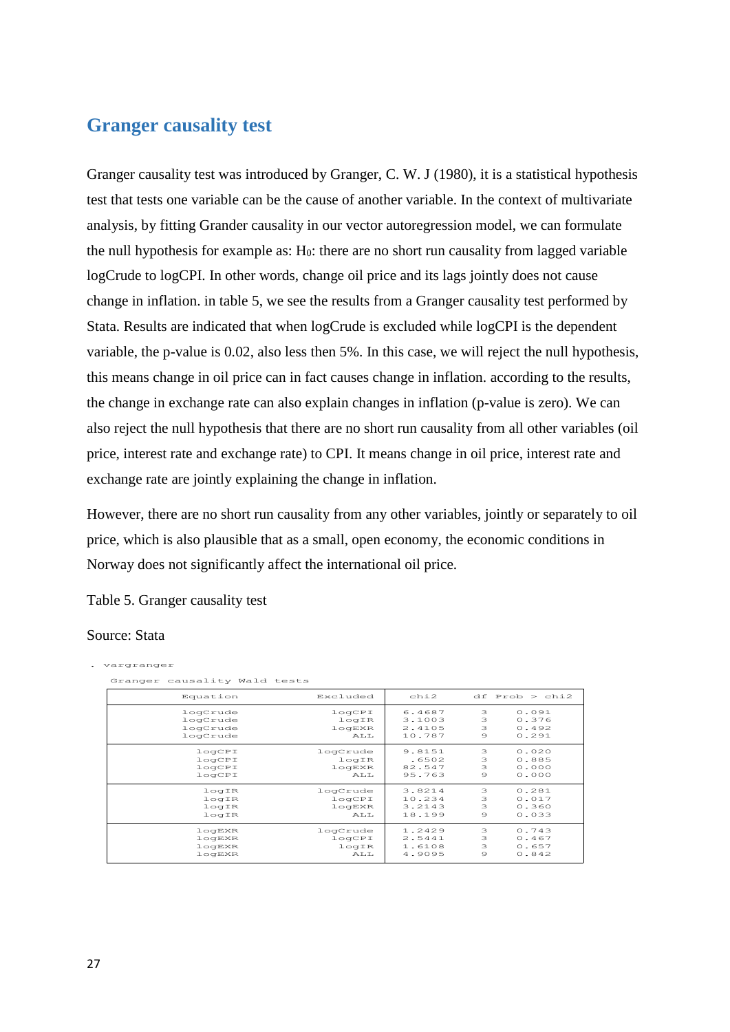## Granger causality test

Granger causality test was introduced by Granger, C. W. J (1980), it is a statistical hypothesis test that tests one variable can be the cause of another variable. In the context of multivariate analysis, by fitting Grander causality in our vector autoregression model, we can formulate the null hypothesis for example as: $H_0$: there are no short run causality from lagged variable logCrude to logCPI. In other words, change oil price and its lags jointly does not cause change in inflation. in table 5, we see the results from a Granger causality test performed by Stata. Results are indicated that when logCrude is excluded while logCPI is the dependent variable, the p-value is 0.02, also less then 5%. In this case, we will reject the null hypothesis, this means change in oil price can in fact causes change in inflation. according to the results, the change in exchange rate can also explain changes in inflation (p-value is zero). We can also reject the null hypothesis that there are no short run causality from all other variables (oil price, interest rate and exchange rate) to CPI. It means change in oil price, interest rate and exchange rate are jointly explaining the change in inflation.

However, there are no short run causality from any other variables, jointly or separately to oil price, which is also plausible that as a small, open economy, the economic conditions in Norway does not significantly affect the international oil price.

Table 5. Granger causality test

Source: Stata

```
. vargranger

   Granger causality Wald tests
```

| Equation | Excluded | chi2 | df | Prob > chi2 |
|---|---|---|---|---|
| logCrude | logCPI | 6.4687 | 3 | 0.091 |
| logCrude | logIR | 3.1003 | 3 | 0.376 |
| logCrude | logEXR | 2.4105 | 3 | 0.492 |
| logCrude | ALL | 10.787 | 9 | 0.291 |
| logCPI | logCrude | 9.8151 | 3 | 0.020 |
| logCPI | logIR | .6502 | 3 | 0.885 |
| logCPI | logEXR | 82.547 | 3 | 0.000 |
| logCPI | ALL | 95.763 | 9 | 0.000 |
| logIR | logCrude | 3.8214 | 3 | 0.281 |
| logIR | logCPI | 10.234 | 3 | 0.017 |
| logIR | logEXR | 3.2143 | 3 | 0.360 |
| logIR | ALL | 18.199 | 9 | 0.033 |
| logEXR | logCrude | 1.2429 | 3 | 0.743 |
| logEXR | logCPI | 2.5441 | 3 | 0.467 |
| logEXR | logIR | 1.6108 | 3 | 0.657 |
| logEXR | ALL | 4.9095 | 9 | 0.842 |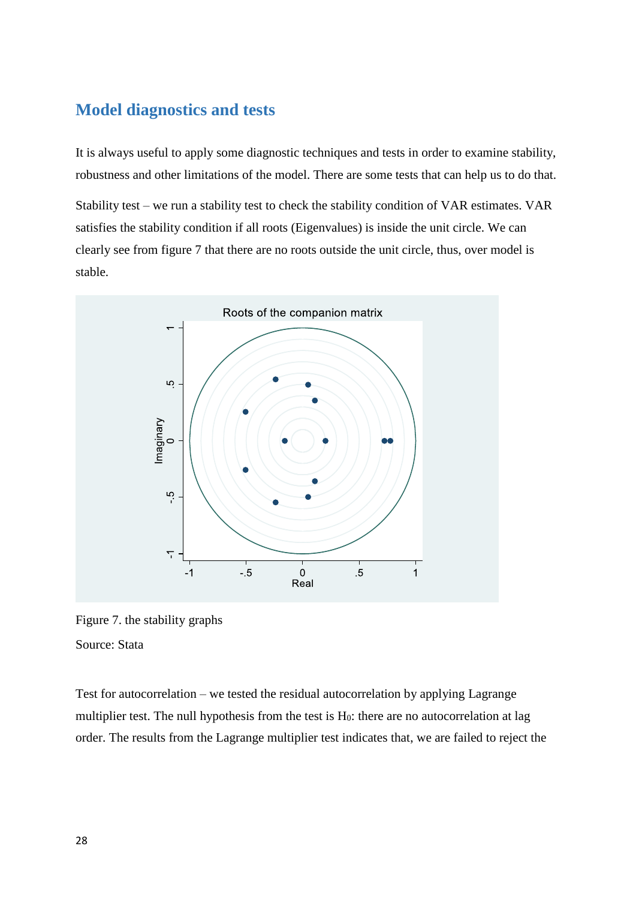## Model diagnostics and tests

It is always useful to apply some diagnostic techniques and tests in order to examine stability, robustness and other limitations of the model. There are some tests that can help us to do that.

Stability test – we run a stability test to check the stability condition of VAR estimates. VAR satisfies the stability condition if all roots (Eigenvalues) is inside the unit circle. We can clearly see from figure 7 that there are no roots outside the unit circle, thus, over model is stable.

Figure 7. the stability graphs

Source: Stata

Test for autocorrelation – we tested the residual autocorrelation by applying Lagrange multiplier test. The null hypothesis from the test is $H_0$: there are no autocorrelation at lag order. The results from the Lagrange multiplier test indicates that, we are failed to reject the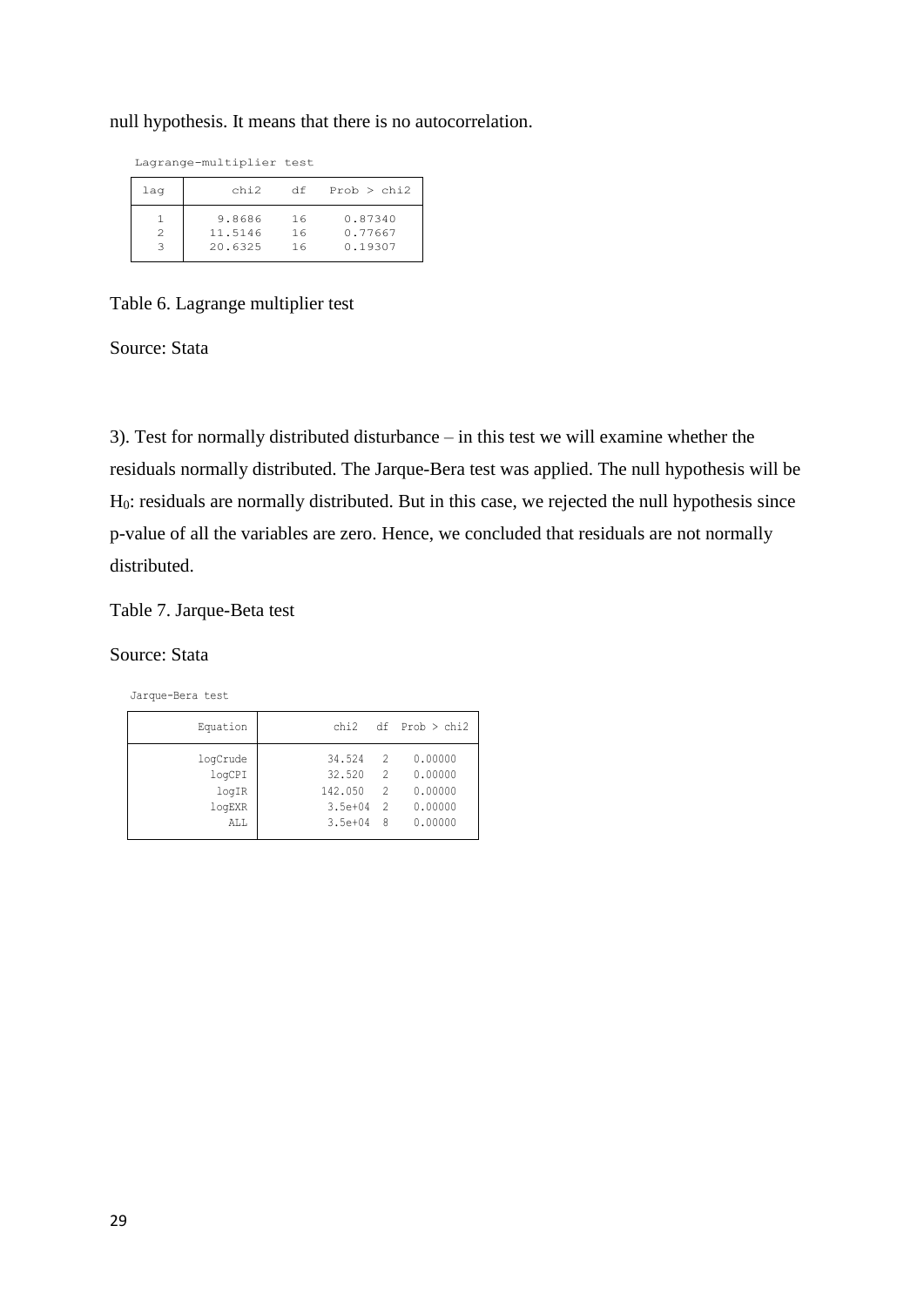null hypothesis. It means that there is no autocorrelation.

Lagrange-multiplier test

| lag | chi2 | df | Prob > chi2 |
|---|---|---|---|
| 1 | 9.8686 | 16 | 0.87340 |
| 2 | 11.5146 | 16 | 0.77667 |
| 3 | 20.6325 | 16 | 0.19307 |

Table 6. Lagrange multiplier test

Source: Stata

3). Test for normally distributed disturbance – in this test we will examine whether the residuals normally distributed. The Jarque-Bera test was applied. The null hypothesis will be $H_0$: residuals are normally distributed. But in this case, we rejected the null hypothesis since p-value of all the variables are zero. Hence, we concluded that residuals are not normally distributed.

Table 7. Jarque-Beta test

Source: Stata

Jarque-Bera test

| Equation | chi2 | df | Prob > chi2 |
|---|---|---|---|
| logCrude | 34.524 | 2 | 0.00000 |
| logCPI | 32.520 | 2 | 0.00000 |
| logIR | 142.050 | 2 | 0.00000 |
| logEXR | 3.5e+04 | 2 | 0.00000 |
| ALL | 3.5e+04 | 8 | 0.00000 |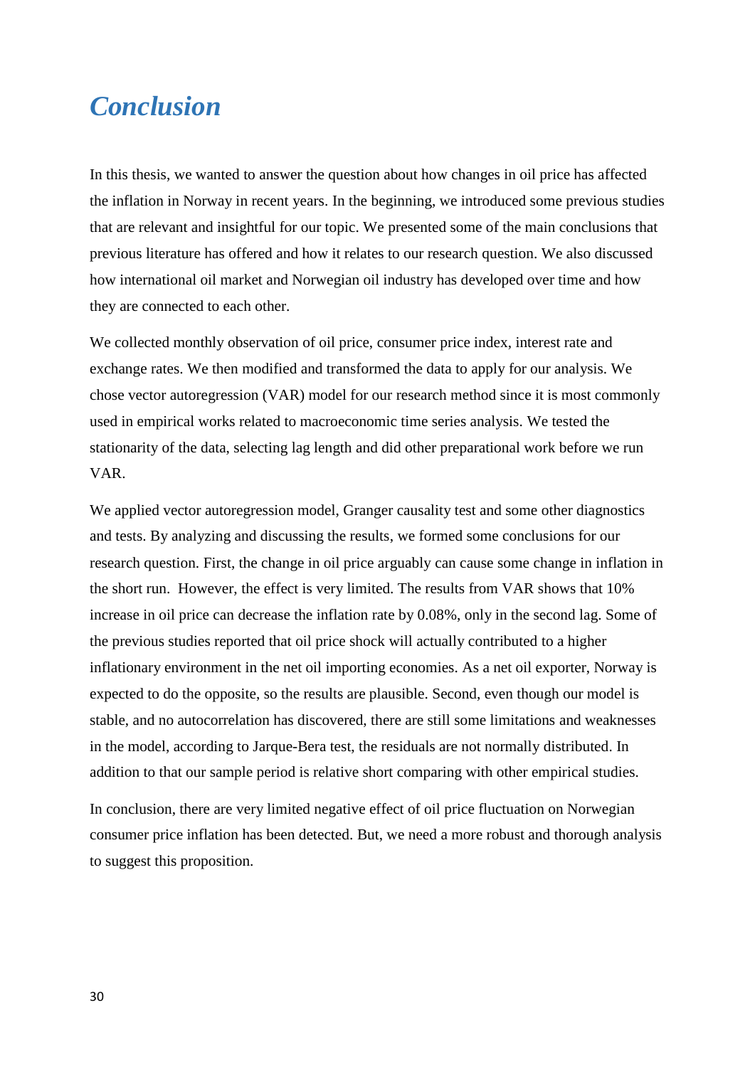# *Conclusion*

In this thesis, we wanted to answer the question about how changes in oil price has affected the inflation in Norway in recent years. In the beginning, we introduced some previous studies that are relevant and insightful for our topic. We presented some of the main conclusions that previous literature has offered and how it relates to our research question. We also discussed how international oil market and Norwegian oil industry has developed over time and how they are connected to each other.

We collected monthly observation of oil price, consumer price index, interest rate and exchange rates. We then modified and transformed the data to apply for our analysis. We chose vector autoregression (VAR) model for our research method since it is most commonly used in empirical works related to macroeconomic time series analysis. We tested the stationarity of the data, selecting lag length and did other preparational work before we run VAR.

We applied vector autoregression model, Granger causality test and some other diagnostics and tests. By analyzing and discussing the results, we formed some conclusions for our research question. First, the change in oil price arguably can cause some change in inflation in the short run. However, the effect is very limited. The results from VAR shows that 10% increase in oil price can decrease the inflation rate by 0.08%, only in the second lag. Some of the previous studies reported that oil price shock will actually contributed to a higher inflationary environment in the net oil importing economies. As a net oil exporter, Norway is expected to do the opposite, so the results are plausible. Second, even though our model is stable, and no autocorrelation has discovered, there are still some limitations and weaknesses in the model, according to Jarque-Bera test, the residuals are not normally distributed. In addition to that our sample period is relative short comparing with other empirical studies.

In conclusion, there are very limited negative effect of oil price fluctuation on Norwegian consumer price inflation has been detected. But, we need a more robust and thorough analysis to suggest this proposition.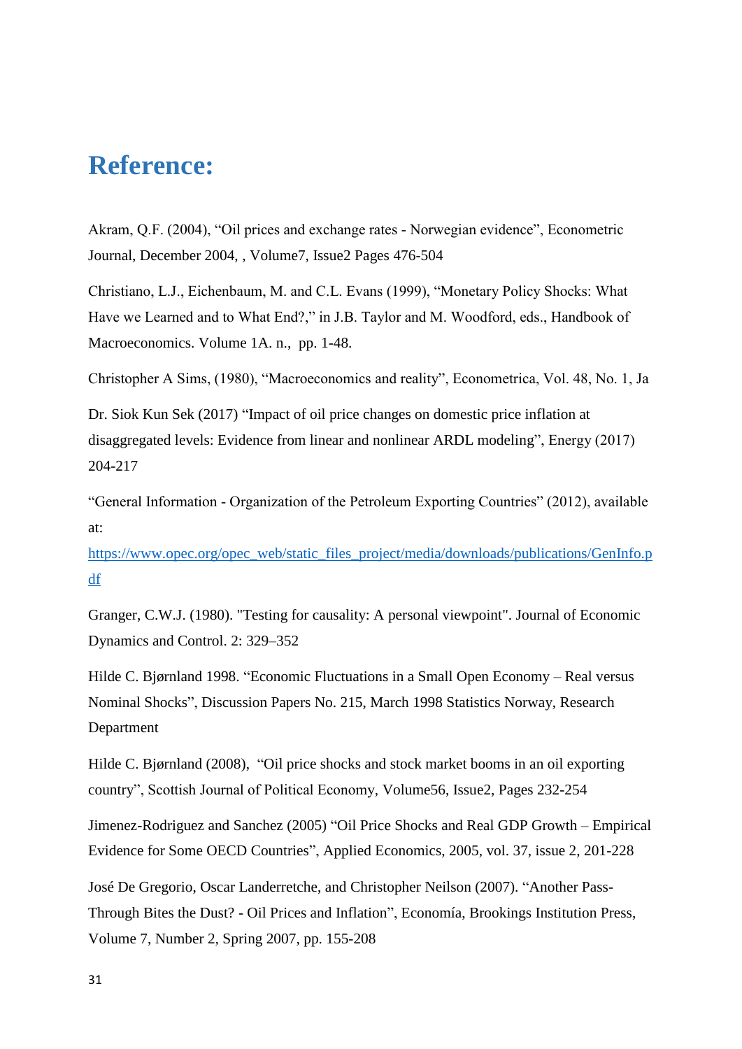# Reference:

Akram, Q.F. (2004), "Oil prices and exchange rates - Norwegian evidence", Econometric Journal, December 2004, , Volume7, Issue2 Pages 476-504

Christiano, L.J., Eichenbaum, M. and C.L. Evans (1999), "Monetary Policy Shocks: What Have we Learned and to What End?," in J.B. Taylor and M. Woodford, eds., Handbook of Macroeconomics. Volume 1A. n., pp. 1-48.

Christopher A Sims, (1980), "Macroeconomics and reality", Econometrica, Vol. 48, No. 1, Ja

Dr. Siok Kun Sek (2017) "Impact of oil price changes on domestic price inflation at disaggregated levels: Evidence from linear and nonlinear ARDL modeling", Energy (2017) 204-217

"General Information - Organization of the Petroleum Exporting Countries" (2012), available at: https://www.opec.org/opec_web/static_files_project/media/downloads/publications/GenInfo.pdf

Granger, C.W.J. (1980). "Testing for causality: A personal viewpoint". Journal of Economic Dynamics and Control. 2: 329–352

Hilde C. Bjørnland 1998. "Economic Fluctuations in a Small Open Economy – Real versus Nominal Shocks", Discussion Papers No. 215, March 1998 Statistics Norway, Research Department

Hilde C. Bjørnland (2008), "Oil price shocks and stock market booms in an oil exporting country", Scottish Journal of Political Economy, Volume56, Issue2, Pages 232-254

Jimenez-Rodriguez and Sanchez (2005) "Oil Price Shocks and Real GDP Growth – Empirical Evidence for Some OECD Countries", Applied Economics, 2005, vol. 37, issue 2, 201-228

José De Gregorio, Oscar Landerretche, and Christopher Neilson (2007). "Another Pass-Through Bites the Dust? - Oil Prices and Inflation", Economía, Brookings Institution Press, Volume 7, Number 2, Spring 2007, pp. 155-208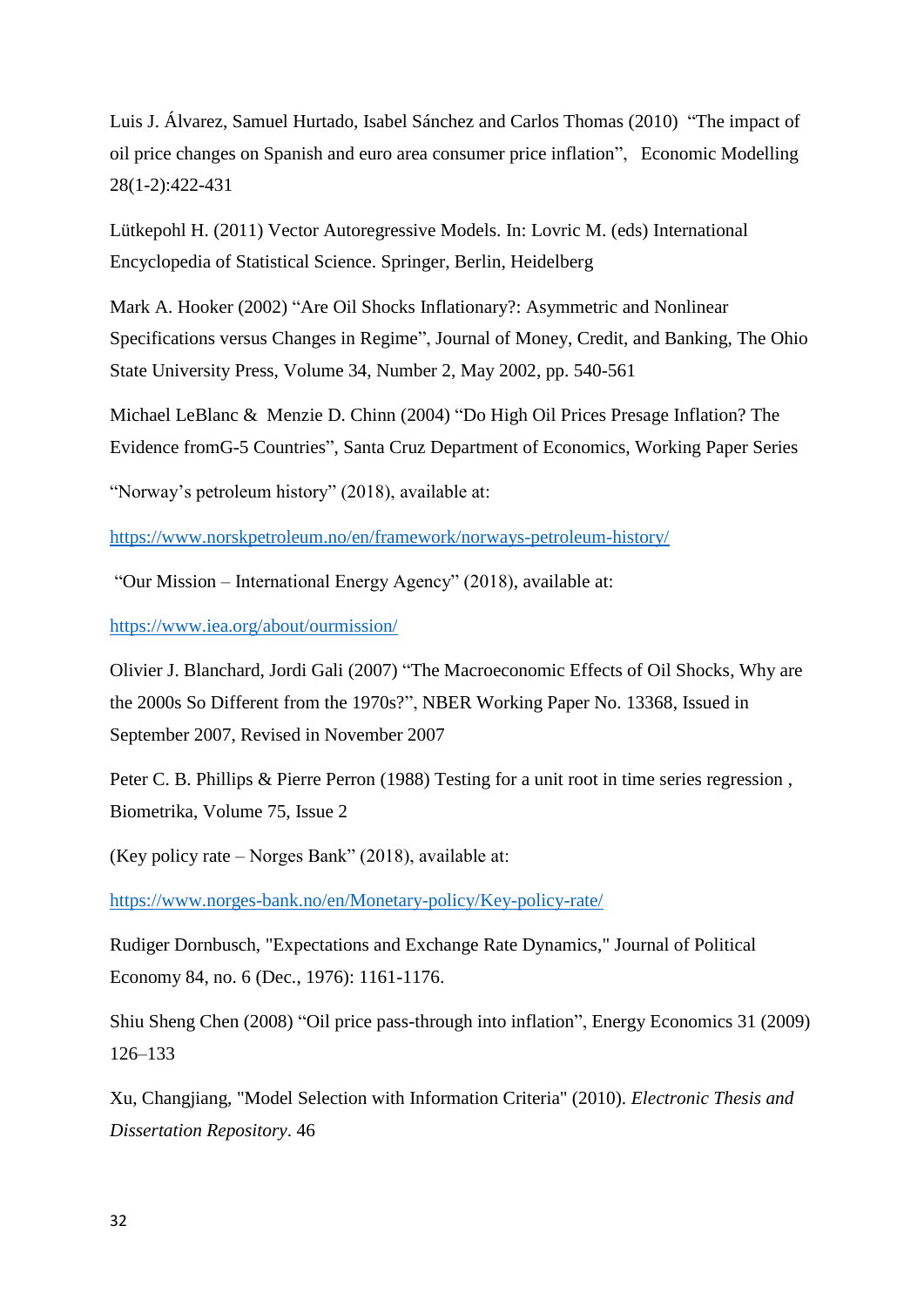Luis J. Álvarez, Samuel Hurtado, Isabel Sánchez and Carlos Thomas (2010) "The impact of oil price changes on Spanish and euro area consumer price inflation", Economic Modelling 28(1-2):422-431

Lütkepohl H. (2011) Vector Autoregressive Models. In: Lovric M. (eds) International Encyclopedia of Statistical Science. Springer, Berlin, Heidelberg

Mark A. Hooker (2002) "Are Oil Shocks Inflationary?: Asymmetric and Nonlinear Specifications versus Changes in Regime", Journal of Money, Credit, and Banking, The Ohio State University Press, Volume 34, Number 2, May 2002, pp. 540-561

Michael LeBlanc & Menzie D. Chinn (2004) "Do High Oil Prices Presage Inflation? The Evidence fromG-5 Countries", Santa Cruz Department of Economics, Working Paper Series

"Norway's petroleum history" (2018), available at:

https://www.norskpetroleum.no/en/framework/norways-petroleum-history/

"Our Mission – International Energy Agency" (2018), available at:

https://www.iea.org/about/ourmission/

Olivier J. Blanchard, Jordi Gali (2007) "The Macroeconomic Effects of Oil Shocks, Why are the 2000s So Different from the 1970s?", NBER Working Paper No. 13368, Issued in September 2007, Revised in November 2007

Peter C. B. Phillips & Pierre Perron (1988) Testing for a unit root in time series regression , Biometrika, Volume 75, Issue 2

(Key policy rate – Norges Bank" (2018), available at:

https://www.norges-bank.no/en/Monetary-policy/Key-policy-rate/

Rudiger Dornbusch, "Expectations and Exchange Rate Dynamics," Journal of Political Economy 84, no. 6 (Dec., 1976): 1161-1176.

Shiu Sheng Chen (2008) "Oil price pass-through into inflation", Energy Economics 31 (2009) 126–133

Xu, Changjiang, "Model Selection with Information Criteria" (2010). *Electronic Thesis and Dissertation Repository*. 46